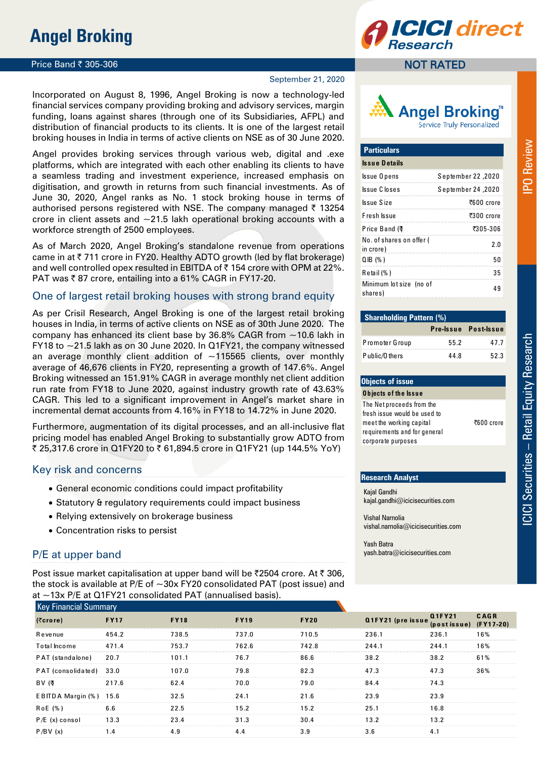# Angel Broking

Price Band ₹ 305-306

NOT RATED

September 21, 2020

Incorporated on August 8, 1996, Angel Broking is now a technology-led financial services company providing broking and advisory services, margin funding, loans against shares (through one of its Subsidiaries, AFPL) and distribution of financial products to its clients. It is one of the largest retail broking houses in India in terms of active clients on NSE as of 30 June 2020.

Angel provides broking services through various web, digital and .exe platforms, which are integrated with each other enabling its clients to have a seamless trading and investment experience, increased emphasis on digitisation, and growth in returns from such financial investments. As of June 30, 2020, Angel ranks as No. 1 stock broking house in terms of authorised persons registered with NSE. The company managed ₹ 13254 crore in client assets and ~21.5 lakh operational broking accounts with a workforce strength of 2500 employees.

As of March 2020, Angel Broking's standalone revenue from operations came in at ₹ 711 crore in FY20. Healthy ADTO growth (led by flat brokerage) and well controlled opex resulted in EBITDA of ₹ 154 crore with OPM at 22%. PAT was ₹ 87 crore, entailing into a 61% CAGR in FY17-20.

## One of largest retail broking houses with strong brand equity

As per Crisil Research, Angel Broking is one of the largest retail broking houses in India, in terms of active clients on NSE as of 30th June 2020. The company has enhanced its client base by 36.8% CAGR from ~10.6 lakh in FY18 to ~21.5 lakh as on 30 June 2020. In Q1FY21, the company witnessed an average monthly client addition of ~115565 clients, over monthly average of 46,676 clients in FY20, representing a growth of 147.6%. Angel Broking witnessed an 151.91% CAGR in average monthly net client addition run rate from FY18 to June 2020, against industry growth rate of 43.63% CAGR. This led to a significant improvement in Angel's market share in incremental demat accounts from 4.16% in FY18 to 14.72% in June 2020.

Furthermore, augmentation of its digital processes, and an all-inclusive flat pricing model has enabled Angel Broking to substantially grow ADTO from ₹ 25,317.6 crore in Q1FY20 to ₹ 61,894.5 crore in Q1FY21 (up 144.5% YoY)

## Key risk and concerns

- General economic conditions could impact profitability
- Statutory & regulatory requirements could impact business
- Relying extensively on brokerage business
- Concentration risks to persist

## P/E at upper band

Post issue market capitalisation at upper band will be ₹2504 crore. At ₹ 306, the stock is available at P/E of ~30x FY20 consolidated PAT (post issue) and at ~13x P/E at Q1FY21 consolidated PAT (annualised basis).

| Particulars | |
|---|---|
| **Issue Details** | |
| Issue Opens | September 22 ,2020 |
| Issue Closes | September 24 ,2020 |
| Issue Size | ₹600 crore |
| Fresh Issue | ₹300 crore |
| Price Band (₹ | ₹305-306 |
| No. of shares on offer ( in crore) | 2.0 |
| QIB (%) | 50 |
| Retail (%) | 35 |
| Minimum lot size (no of shares) | 49 |

| Shareholding Pattern (%) | Pre-Issue | Post-Issue |
|---|---|---|
| Promoter Group | 55.2 | 47.7 |
| Public/Others | 44.8 | 52.3 |

| Objects of issue | |
|---|---|
| **Objects of the Issue** | |
| The Net proceeds from the fresh issue would be used to meet the working capital requirements and for general corporate purposes | ₹600 crore |

**Research Analyst**

Kajal Gandhi
kajal.gandhi@icicisecurities.com

Vishal Narnolia
vishal.narnolia@icicisecurities.com

Yash Batra
yash.batra@icicisecurities.com

**Key Financial Summary**

| (₹crore) | FY17 | FY18 | FY19 | FY20 | Q1FY21 (pre issue | Q1FY21 (post issue) | CAGR (FY17-20) |
|---|---|---|---|---|---|---|---|
| Revenue | 454.2 | 738.5 | 737.0 | 710.5 | 236.1 | 236.1 | 16% |
| Total Income | 471.4 | 753.7 | 762.6 | 742.8 | 244.1 | 244.1 | 16% |
| PAT (standalone) | 20.7 | 101.1 | 76.7 | 86.6 | 38.2 | 38.2 | 61% |
| PAT (consolidated) | 33.0 | 107.0 | 79.8 | 82.3 | 47.3 | 47.3 | 36% |
| BV (₹ | 217.6 | 62.4 | 70.0 | 79.0 | 84.4 | 74.3 | |
| EBITDA Margin (%) | 15.6 | 32.5 | 24.1 | 21.6 | 23.9 | 23.9 | |
| RoE (%) | 6.6 | 22.5 | 15.2 | 15.2 | 25.1 | 16.8 | |
| P/E (x) consol | 13.3 | 23.4 | 31.3 | 30.4 | 13.2 | 13.2 | |
| P/BV (x) | 1.4 | 4.9 | 4.4 | 3.9 | 3.6 | 4.1 | |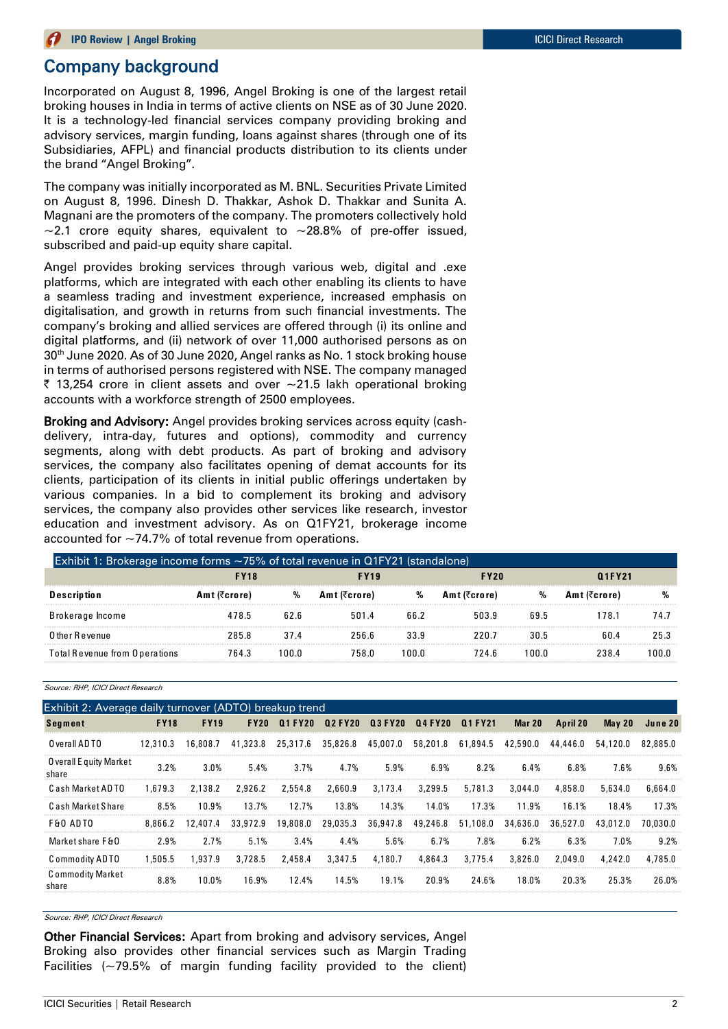## Company background

Incorporated on August 8, 1996, Angel Broking is one of the largest retail broking houses in India in terms of active clients on NSE as of 30 June 2020. It is a technology-led financial services company providing broking and advisory services, margin funding, loans against shares (through one of its Subsidiaries, AFPL) and financial products distribution to its clients under the brand "Angel Broking".

The company was initially incorporated as M. BNL. Securities Private Limited on August 8, 1996. Dinesh D. Thakkar, Ashok D. Thakkar and Sunita A. Magnani are the promoters of the company. The promoters collectively hold ~2.1 crore equity shares, equivalent to ~28.8% of pre-offer issued, subscribed and paid-up equity share capital.

Angel provides broking services through various web, digital and .exe platforms, which are integrated with each other enabling its clients to have a seamless trading and investment experience, increased emphasis on digitalisation, and growth in returns from such financial investments. The company's broking and allied services are offered through (i) its online and digital platforms, and (ii) network of over 11,000 authorised persons as on 30th June 2020. As of 30 June 2020, Angel ranks as No. 1 stock broking house in terms of authorised persons registered with NSE. The company managed ₹ 13,254 crore in client assets and over ~21.5 lakh operational broking accounts with a workforce strength of 2500 employees.

**Broking and Advisory:** Angel provides broking services across equity (cash-delivery, intra-day, futures and options), commodity and currency segments, along with debt products. As part of broking and advisory services, the company also facilitates opening of demat accounts for its clients, participation of its clients in initial public offerings undertaken by various companies. In a bid to complement its broking and advisory services, the company also provides other services like research, investor education and investment advisory. As on Q1FY21, brokerage income accounted for ~74.7% of total revenue from operations.

Exhibit 1: Brokerage income forms ~75% of total revenue in Q1FY21 (standalone)

| | FY18 | | FY19 | | FY20 | | Q1FY21 | |
|---|---|---|---|---|---|---|---|---|
| **Description** | **Amt (₹crore)** | **%** | **Amt (₹crore)** | **%** | **Amt (₹crore)** | **%** | **Amt (₹crore)** | **%** |
| Brokerage Income | 478.5 | 62.6 | 501.4 | 66.2 | 503.9 | 69.5 | 178.1 | 74.7 |
| Other Revenue | 285.8 | 37.4 | 256.6 | 33.9 | 220.7 | 30.5 | 60.4 | 25.3 |
| Total Revenue from Operations | 764.3 | 100.0 | 758.0 | 100.0 | 724.6 | 100.0 | 238.4 | 100.0 |

*Source: RHP, ICICI Direct Research*

Exhibit 2: Average daily turnover (ADTO) breakup trend

| Segment | FY18 | FY19 | FY20 | Q1 FY20 | Q2 FY20 | Q3 FY20 | Q4 FY20 | Q1 FY21 | Mar 20 | April 20 | May 20 | June 20 |
|---|---|---|---|---|---|---|---|---|---|---|---|---|
| Overall ADTO | 12,310.3 | 16,808.7 | 41,323.8 | 25,317.6 | 35,826.8 | 45,007.0 | 58,201.8 | 61,894.5 | 42,590.0 | 44,446.0 | 54,120.0 | 82,885.0 |
| Overall Equity Market share | 3.2% | 3.0% | 5.4% | 3.7% | 4.7% | 5.9% | 6.9% | 8.2% | 6.4% | 6.8% | 7.6% | 9.6% |
| Cash Market ADTO | 1,679.3 | 2,138.2 | 2,926.2 | 2,554.8 | 2,660.9 | 3,173.4 | 3,299.5 | 5,781.3 | 3,044.0 | 4,858.0 | 5,634.0 | 6,664.0 |
| Cash Market Share | 8.5% | 10.9% | 13.7% | 12.7% | 13.8% | 14.3% | 14.0% | 17.3% | 11.9% | 16.1% | 18.4% | 17.3% |
| F&O ADTO | 8,866.2 | 12,407.4 | 33,972.9 | 19,808.0 | 29,035.3 | 36,947.8 | 49,246.8 | 51,108.0 | 34,636.0 | 36,527.0 | 43,012.0 | 70,030.0 |
| Market share F&O | 2.9% | 2.7% | 5.1% | 3.4% | 4.4% | 5.6% | 6.7% | 7.8% | 6.2% | 6.3% | 7.0% | 9.2% |
| Commodity ADTO | 1,505.5 | 1,937.9 | 3,728.5 | 2,458.4 | 3,347.5 | 4,180.7 | 4,864.3 | 3,775.4 | 3,826.0 | 2,049.0 | 4,242.0 | 4,785.0 |
| Commodity Market share | 8.8% | 10.0% | 16.9% | 12.4% | 14.5% | 19.1% | 20.9% | 24.6% | 18.0% | 20.3% | 25.3% | 26.0% |

*Source: RHP, ICICI Direct Research*

**Other Financial Services:** Apart from broking and advisory services, Angel Broking also provides other financial services such as Margin Trading Facilities (~79.5% of margin funding facility provided to the client)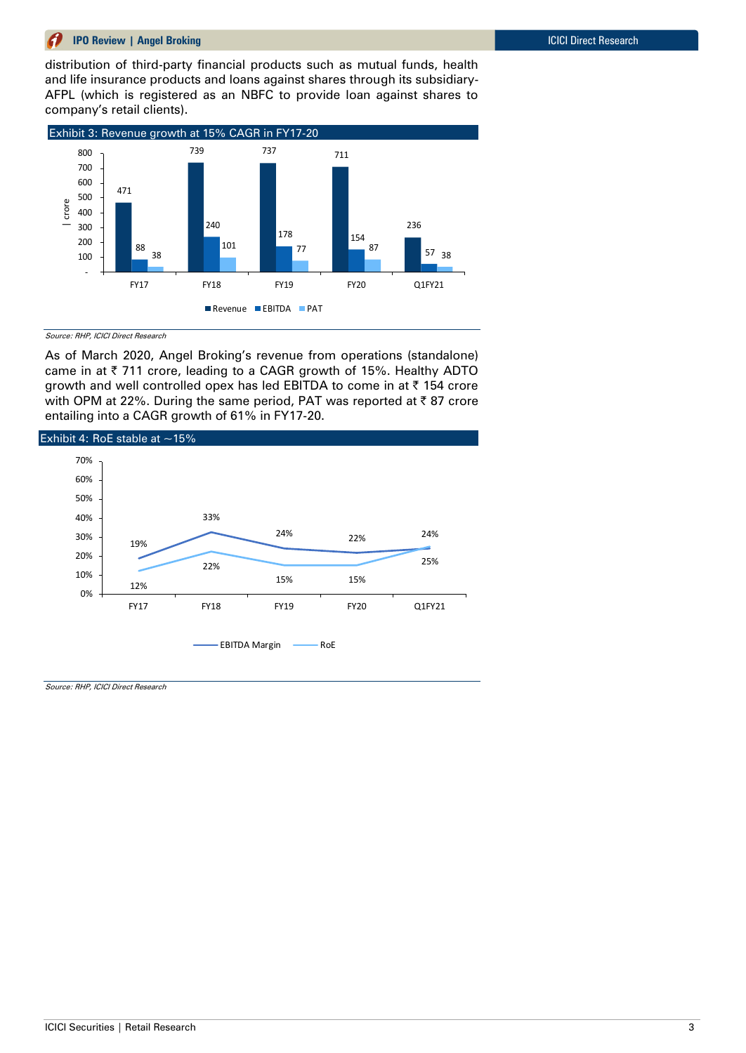distribution of third-party financial products such as mutual funds, health and life insurance products and loans against shares through its subsidiary-AFPL (which is registered as an NBFC to provide loan against shares to company's retail clients).

**Exhibit 3: Revenue growth at 15% CAGR in FY17-20**

| ₹ crore | FY17 | FY18 | FY19 | FY20 | Q1FY21 |
|---|---|---|---|---|---|
| Revenue | 471 | 739 | 737 | 711 | 236 |
| EBITDA | 88 | 240 | 178 | 154 | 57 |
| PAT | 38 | 101 | 77 | 87 | 38 |

*Source: RHP, ICICI Direct Research*

As of March 2020, Angel Broking's revenue from operations (standalone) came in at ₹ 711 crore, leading to a CAGR growth of 15%. Healthy ADTO growth and well controlled opex has led EBITDA to come in at ₹ 154 crore with OPM at 22%. During the same period, PAT was reported at ₹ 87 crore entailing into a CAGR growth of 61% in FY17-20.

**Exhibit 4: RoE stable at ~15%**

| | FY17 | FY18 | FY19 | FY20 | Q1FY21 |
|---|---|---|---|---|---|
| EBITDA Margin | 19% | 33% | 24% | 22% | 24% |
| RoE | 12% | 22% | 15% | 15% | 25% |

*Source: RHP, ICICI Direct Research*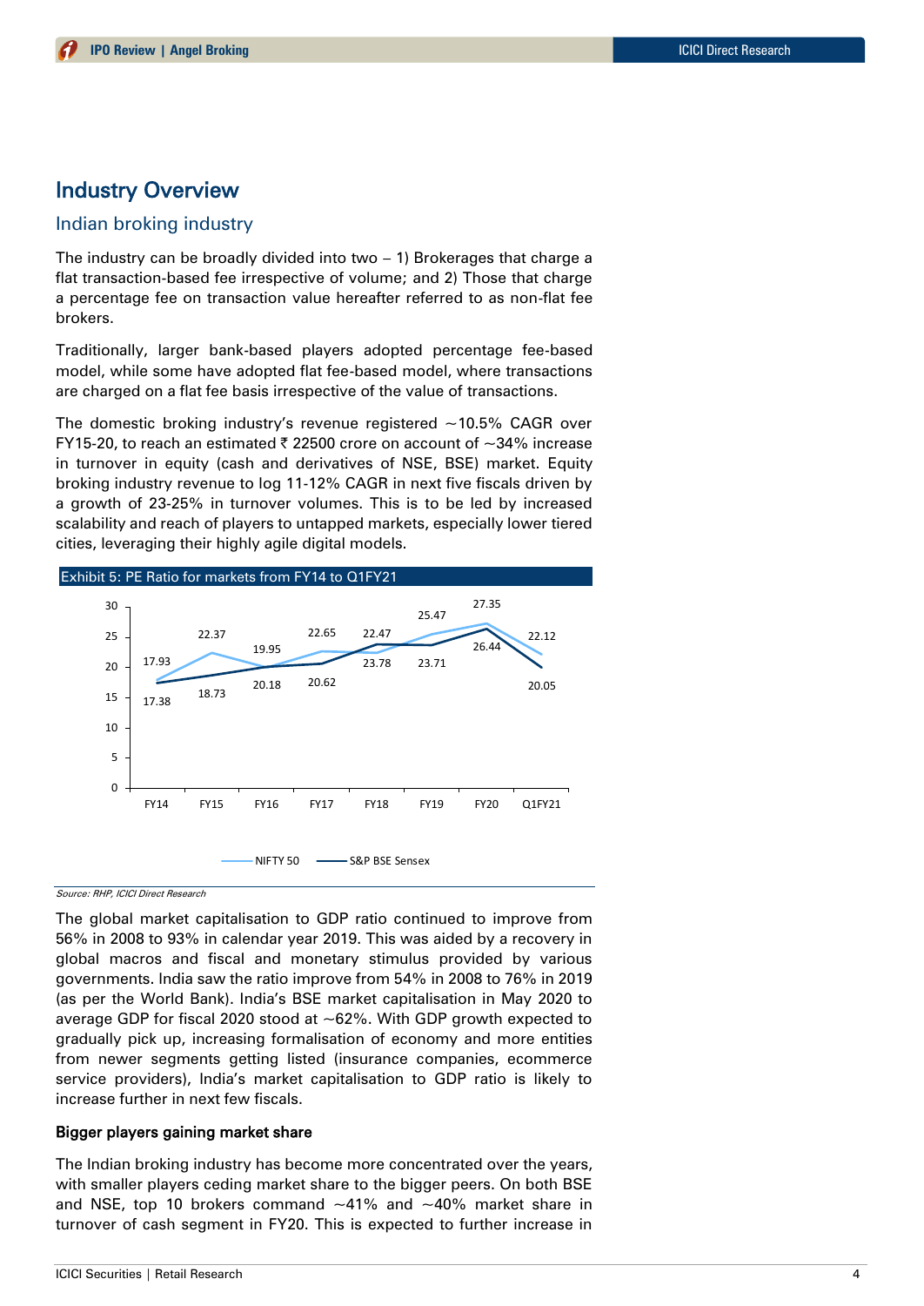# Industry Overview

## Indian broking industry

The industry can be broadly divided into two – 1) Brokerages that charge a flat transaction-based fee irrespective of volume; and 2) Those that charge a percentage fee on transaction value hereafter referred to as non-flat fee brokers.

Traditionally, larger bank-based players adopted percentage fee-based model, while some have adopted flat fee-based model, where transactions are charged on a flat fee basis irrespective of the value of transactions.

The domestic broking industry's revenue registered ~10.5% CAGR over FY15-20, to reach an estimated ₹ 22500 crore on account of ~34% increase in turnover in equity (cash and derivatives of NSE, BSE) market. Equity broking industry revenue to log 11-12% CAGR in next five fiscals driven by a growth of 23-25% in turnover volumes. This is to be led by increased scalability and reach of players to untapped markets, especially lower tiered cities, leveraging their highly agile digital models.

**Exhibit 5: PE Ratio for markets from FY14 to Q1FY21**

| | FY14 | FY15 | FY16 | FY17 | FY18 | FY19 | FY20 | Q1FY21 |
|---|---|---|---|---|---|---|---|---|
| NIFTY 50 | 17.93 | 22.37 | 19.95 | 22.65 | 22.47 | 25.47 | 27.35 | 22.12 |
| S&P BSE Sensex | 17.38 | 18.73 | 20.18 | 20.62 | 23.78 | 23.71 | 26.44 | 20.05 |

*Source: RHP, ICICI Direct Research*

The global market capitalisation to GDP ratio continued to improve from 56% in 2008 to 93% in calendar year 2019. This was aided by a recovery in global macros and fiscal and monetary stimulus provided by various governments. India saw the ratio improve from 54% in 2008 to 76% in 2019 (as per the World Bank). India's BSE market capitalisation in May 2020 to average GDP for fiscal 2020 stood at ~62%. With GDP growth expected to gradually pick up, increasing formalisation of economy and more entities from newer segments getting listed (insurance companies, ecommerce service providers), India's market capitalisation to GDP ratio is likely to increase further in next few fiscals.

**Bigger players gaining market share**

The Indian broking industry has become more concentrated over the years, with smaller players ceding market share to the bigger peers. On both BSE and NSE, top 10 brokers command ~41% and ~40% market share in turnover of cash segment in FY20. This is expected to further increase in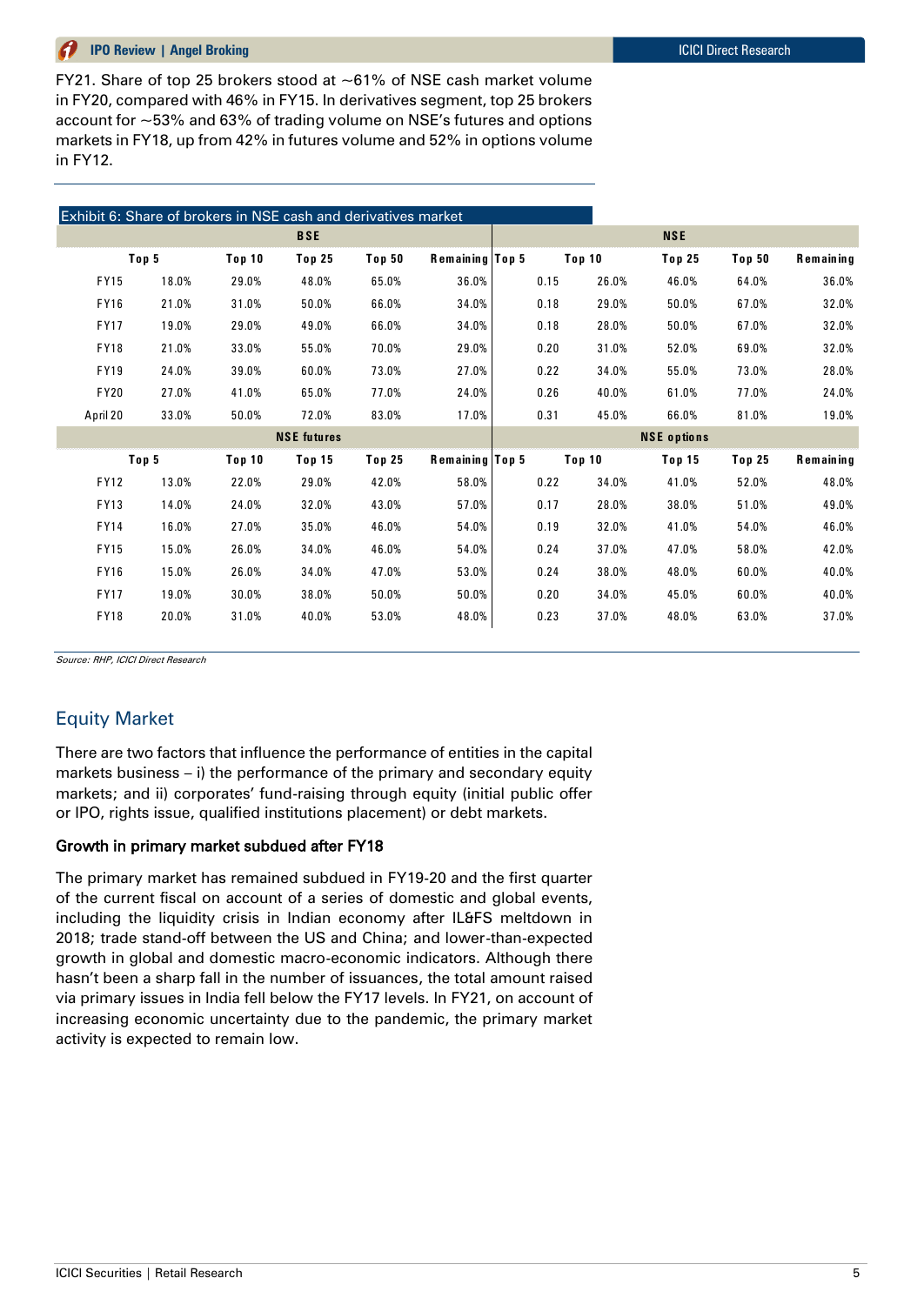FY21. Share of top 25 brokers stood at ~61% of NSE cash market volume in FY20, compared with 46% in FY15. In derivatives segment, top 25 brokers account for ~53% and 63% of trading volume on NSE's futures and options markets in FY18, up from 42% in futures volume and 52% in options volume in FY12.

Exhibit 6: Share of brokers in NSE cash and derivatives market

| | BSE | | | | | NSE | | | | |
|---|---|---|---|---|---|---|---|---|---|---|
| | Top 5 | Top 10 | Top 25 | Top 50 | Remaining | Top 5 | Top 10 | Top 25 | Top 50 | Remaining |
| FY15 | 18.0% | 29.0% | 48.0% | 65.0% | 36.0% | 0.15 | 26.0% | 46.0% | 64.0% | 36.0% |
| FY16 | 21.0% | 31.0% | 50.0% | 66.0% | 34.0% | 0.18 | 29.0% | 50.0% | 67.0% | 32.0% |
| FY17 | 19.0% | 29.0% | 49.0% | 66.0% | 34.0% | 0.18 | 28.0% | 50.0% | 67.0% | 32.0% |
| FY18 | 21.0% | 33.0% | 55.0% | 70.0% | 29.0% | 0.20 | 31.0% | 52.0% | 69.0% | 32.0% |
| FY19 | 24.0% | 39.0% | 60.0% | 73.0% | 27.0% | 0.22 | 34.0% | 55.0% | 73.0% | 28.0% |
| FY20 | 27.0% | 41.0% | 65.0% | 77.0% | 24.0% | 0.26 | 40.0% | 61.0% | 77.0% | 24.0% |
| April 20 | 33.0% | 50.0% | 72.0% | 83.0% | 17.0% | 0.31 | 45.0% | 66.0% | 81.0% | 19.0% |
| | NSE futures | | | | | NSE options | | | | |
| | Top 5 | Top 10 | Top 15 | Top 25 | Remaining | Top 5 | Top 10 | Top 15 | Top 25 | Remaining |
| FY12 | 13.0% | 22.0% | 29.0% | 42.0% | 58.0% | 0.22 | 34.0% | 41.0% | 52.0% | 48.0% |
| FY13 | 14.0% | 24.0% | 32.0% | 43.0% | 57.0% | 0.17 | 28.0% | 38.0% | 51.0% | 49.0% |
| FY14 | 16.0% | 27.0% | 35.0% | 46.0% | 54.0% | 0.19 | 32.0% | 41.0% | 54.0% | 46.0% |
| FY15 | 15.0% | 26.0% | 34.0% | 46.0% | 54.0% | 0.24 | 37.0% | 47.0% | 58.0% | 42.0% |
| FY16 | 15.0% | 26.0% | 34.0% | 47.0% | 53.0% | 0.24 | 38.0% | 48.0% | 60.0% | 40.0% |
| FY17 | 19.0% | 30.0% | 38.0% | 50.0% | 50.0% | 0.20 | 34.0% | 45.0% | 60.0% | 40.0% |
| FY18 | 20.0% | 31.0% | 40.0% | 53.0% | 48.0% | 0.23 | 37.0% | 48.0% | 63.0% | 37.0% |

*Source: RHP, ICICI Direct Research*

## Equity Market

There are two factors that influence the performance of entities in the capital markets business – i) the performance of the primary and secondary equity markets; and ii) corporates' fund-raising through equity (initial public offer or IPO, rights issue, qualified institutions placement) or debt markets.

### Growth in primary market subdued after FY18

The primary market has remained subdued in FY19-20 and the first quarter of the current fiscal on account of a series of domestic and global events, including the liquidity crisis in Indian economy after IL&FS meltdown in 2018; trade stand-off between the US and China; and lower-than-expected growth in global and domestic macro-economic indicators. Although there hasn't been a sharp fall in the number of issuances, the total amount raised via primary issues in India fell below the FY17 levels. In FY21, on account of increasing economic uncertainty due to the pandemic, the primary market activity is expected to remain low.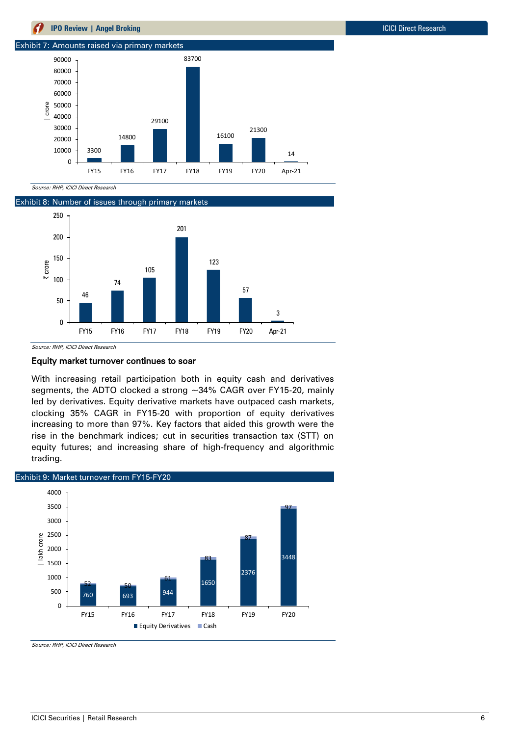Exhibit 7: Amounts raised via primary markets

| | FY15 | FY16 | FY17 | FY18 | FY19 | FY20 | Apr-21 |
|---|---|---|---|---|---|---|---|
| ₹ crore | 3300 | 14800 | 29100 | 83700 | 16100 | 21300 | 14 |

*Source: RHP, ICICI Direct Research*

Exhibit 8: Number of issues through primary markets

| | FY15 | FY16 | FY17 | FY18 | FY19 | FY20 | Apr-21 |
|---|---|---|---|---|---|---|---|
| ₹ crore | 46 | 74 | 105 | 201 | 123 | 57 | 3 |

*Source: RHP, ICICI Direct Research*

## Equity market turnover continues to soar

With increasing retail participation both in equity cash and derivatives segments, the ADTO clocked a strong ~34% CAGR over FY15-20, mainly led by derivatives. Equity derivative markets have outpaced cash markets, clocking 35% CAGR in FY15-20 with proportion of equity derivatives increasing to more than 97%. Key factors that aided this growth were the rise in the benchmark indices; cut in securities transaction tax (STT) on equity futures; and increasing share of high-frequency and algorithmic trading.

Exhibit 9: Market turnover from FY15-FY20

| ₹ lakh crore | FY15 | FY16 | FY17 | FY18 | FY19 | FY20 |
|---|---|---|---|---|---|---|
| Equity Derivatives | 760 | 693 | 944 | 1650 | 2376 | 3448 |
| Cash | 52 | 50 | 61 | 83 | 87 | 97 |

*Source: RHP, ICICI Direct Research*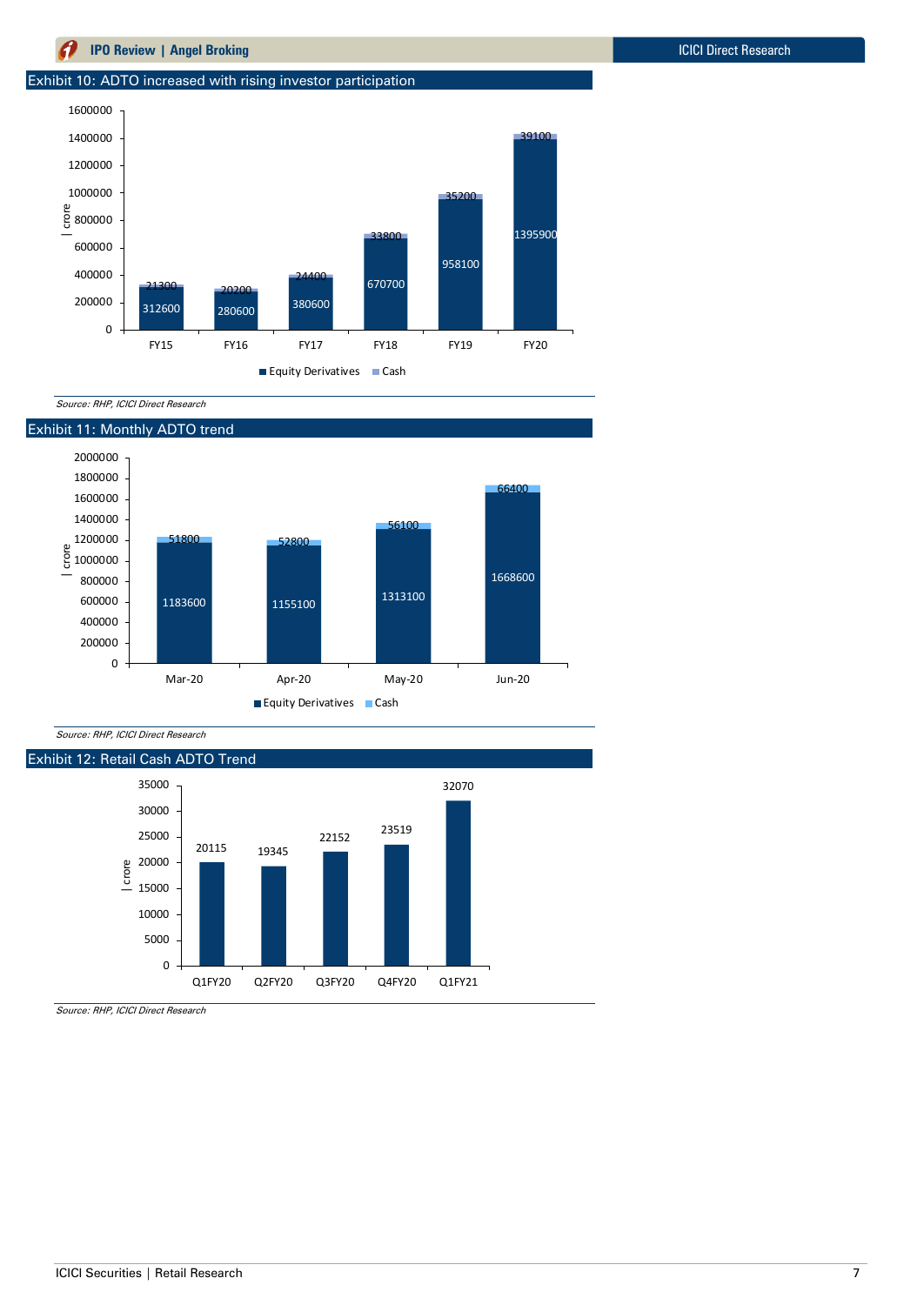## Exhibit 10: ADTO increased with rising investor participation

| ₹ crore | FY15 | FY16 | FY17 | FY18 | FY19 | FY20 |
|---|---|---|---|---|---|---|
| Equity Derivatives | 312600 | 280600 | 380600 | 670700 | 958100 | 1395900 |
| Cash | 21300 | 20200 | 24400 | 33800 | 35200 | 39100 |

*Source: RHP, ICICI Direct Research*

## Exhibit 11: Monthly ADTO trend

| ₹ crore | Mar-20 | Apr-20 | May-20 | Jun-20 |
|---|---|---|---|---|
| Equity Derivatives | 1183600 | 1155100 | 1313100 | 1668600 |
| Cash | 51800 | 52800 | 56100 | 66400 |

*Source: RHP, ICICI Direct Research*

## Exhibit 12: Retail Cash ADTO Trend

| ₹ crore | Q1FY20 | Q2FY20 | Q3FY20 | Q4FY20 | Q1FY21 |
|---|---|---|---|---|---|
| Retail Cash ADTO | 20115 | 19345 | 22152 | 23519 | 32070 |

*Source: RHP, ICICI Direct Research*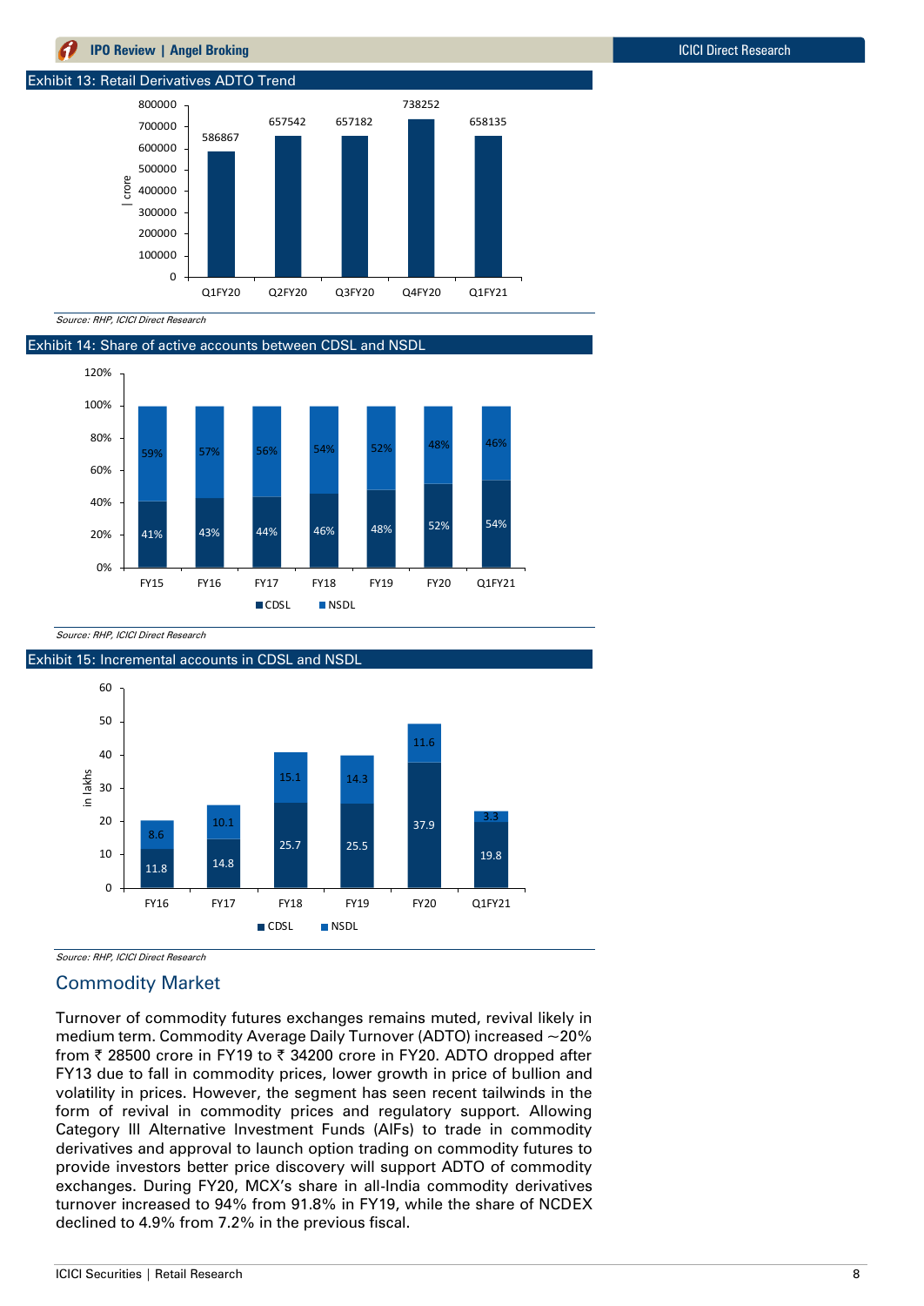Exhibit 13: Retail Derivatives ADTO Trend

| | Q1FY20 | Q2FY20 | Q3FY20 | Q4FY20 | Q1FY21 |
|---|---|---|---|---|---|
| ₹ crore | 586867 | 657542 | 657182 | 738252 | 658135 |

*Source: RHP, ICICI Direct Research*

Exhibit 14: Share of active accounts between CDSL and NSDL

| | FY15 | FY16 | FY17 | FY18 | FY19 | FY20 | Q1FY21 |
|---|---|---|---|---|---|---|---|
| CDSL | 41% | 43% | 44% | 46% | 48% | 52% | 54% |
| NSDL | 59% | 57% | 56% | 54% | 52% | 48% | 46% |

*Source: RHP, ICICI Direct Research*

Exhibit 15: Incremental accounts in CDSL and NSDL

| in lakhs | FY16 | FY17 | FY18 | FY19 | FY20 | Q1FY21 |
|---|---|---|---|---|---|---|
| CDSL | 11.8 | 14.8 | 25.7 | 25.5 | 37.9 | 19.8 |
| NSDL | 8.6 | 10.1 | 15.1 | 14.3 | 11.6 | 3.3 |

*Source: RHP, ICICI Direct Research*

## Commodity Market

Turnover of commodity futures exchanges remains muted, revival likely in medium term. Commodity Average Daily Turnover (ADTO) increased ~20% from ₹ 28500 crore in FY19 to ₹ 34200 crore in FY20. ADTO dropped after FY13 due to fall in commodity prices, lower growth in price of bullion and volatility in prices. However, the segment has seen recent tailwinds in the form of revival in commodity prices and regulatory support. Allowing Category III Alternative Investment Funds (AIFs) to trade in commodity derivatives and approval to launch option trading on commodity futures to provide investors better price discovery will support ADTO of commodity exchanges. During FY20, MCX's share in all-India commodity derivatives turnover increased to 94% from 91.8% in FY19, while the share of NCDEX declined to 4.9% from 7.2% in the previous fiscal.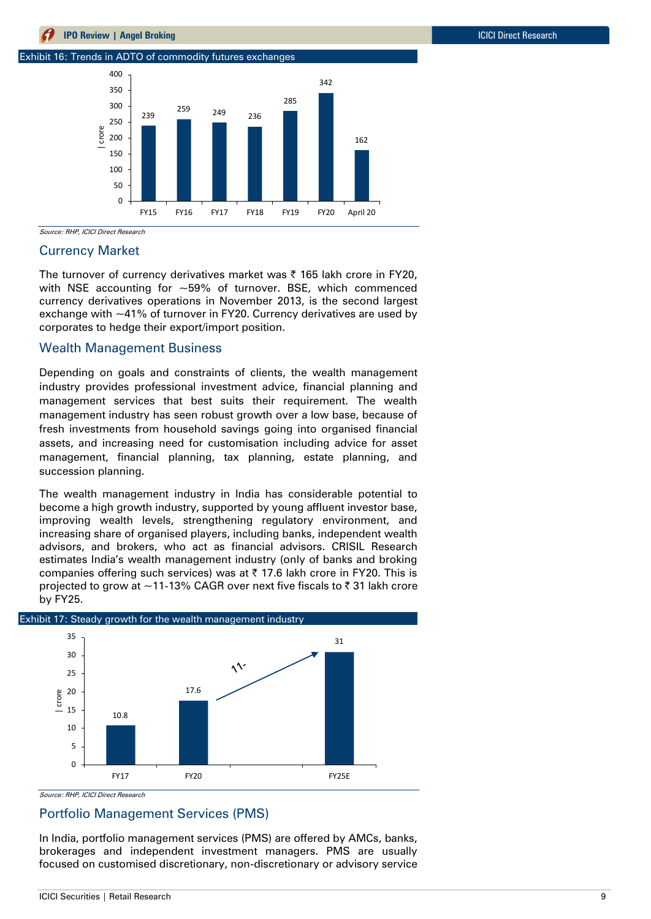Exhibit 16: Trends in ADTO of commodity futures exchanges

| | FY15 | FY16 | FY17 | FY18 | FY19 | FY20 | April 20 |
|---|---|---|---|---|---|---|---|
| ₹ crore | 239 | 259 | 249 | 236 | 285 | 342 | 162 |

*Source: RHP, ICICI Direct Research*

## Currency Market

The turnover of currency derivatives market was ₹ 165 lakh crore in FY20, with NSE accounting for ~59% of turnover. BSE, which commenced currency derivatives operations in November 2013, is the second largest exchange with ~41% of turnover in FY20. Currency derivatives are used by corporates to hedge their export/import position.

## Wealth Management Business

Depending on goals and constraints of clients, the wealth management industry provides professional investment advice, financial planning and management services that best suits their requirement. The wealth management industry has seen robust growth over a low base, because of fresh investments from household savings going into organised financial assets, and increasing need for customisation including advice for asset management, financial planning, tax planning, estate planning, and succession planning.

The wealth management industry in India has considerable potential to become a high growth industry, supported by young affluent investor base, improving wealth levels, strengthening regulatory environment, and increasing share of organised players, including banks, independent wealth advisors, and brokers, who act as financial advisors. CRISIL Research estimates India's wealth management industry (only of banks and broking companies offering such services) was at ₹ 17.6 lakh crore in FY20. This is projected to grow at ~11-13% CAGR over next five fiscals to ₹ 31 lakh crore by FY25.

Exhibit 17: Steady growth for the wealth management industry

| | FY17 | FY20 | FY25E |
|---|---|---|---|
| ₹ crore | 10.8 | 17.6 | 31 |

*Source: RHP, ICICI Direct Research*

## Portfolio Management Services (PMS)

In India, portfolio management services (PMS) are offered by AMCs, banks, brokerages and independent investment managers. PMS are usually focused on customised discretionary, non-discretionary or advisory service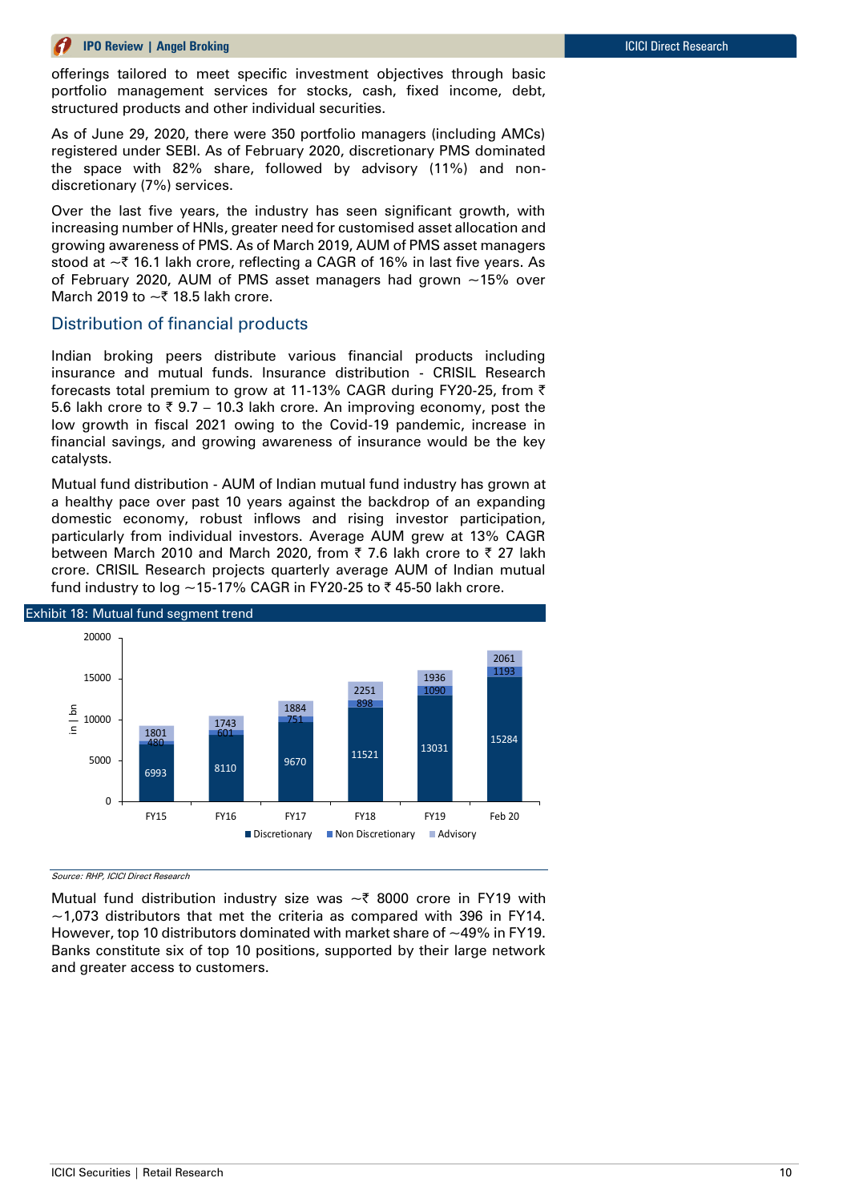offerings tailored to meet specific investment objectives through basic portfolio management services for stocks, cash, fixed income, debt, structured products and other individual securities.

As of June 29, 2020, there were 350 portfolio managers (including AMCs) registered under SEBI. As of February 2020, discretionary PMS dominated the space with 82% share, followed by advisory (11%) and non-discretionary (7%) services.

Over the last five years, the industry has seen significant growth, with increasing number of HNIs, greater need for customised asset allocation and growing awareness of PMS. As of March 2019, AUM of PMS asset managers stood at ~₹ 16.1 lakh crore, reflecting a CAGR of 16% in last five years. As of February 2020, AUM of PMS asset managers had grown ~15% over March 2019 to ~₹ 18.5 lakh crore.

## Distribution of financial products

Indian broking peers distribute various financial products including insurance and mutual funds. Insurance distribution - CRISIL Research forecasts total premium to grow at 11-13% CAGR during FY20-25, from ₹ 5.6 lakh crore to ₹ 9.7 – 10.3 lakh crore. An improving economy, post the low growth in fiscal 2021 owing to the Covid-19 pandemic, increase in financial savings, and growing awareness of insurance would be the key catalysts.

Mutual fund distribution - AUM of Indian mutual fund industry has grown at a healthy pace over past 10 years against the backdrop of an expanding domestic economy, robust inflows and rising investor participation, particularly from individual investors. Average AUM grew at 13% CAGR between March 2010 and March 2020, from ₹ 7.6 lakh crore to ₹ 27 lakh crore. CRISIL Research projects quarterly average AUM of Indian mutual fund industry to log ~15-17% CAGR in FY20-25 to ₹ 45-50 lakh crore.

**Exhibit 18: Mutual fund segment trend**

(in ₹ bn)

| | FY15 | FY16 | FY17 | FY18 | FY19 | Feb 20 |
|---|---|---|---|---|---|---|
| Discretionary | 6993 | 8110 | 9670 | 11521 | 13031 | 15284 |
| Non Discretionary | 480 | 601 | 751 | 898 | 1090 | 1193 |
| Advisory | 1801 | 1743 | 1884 | 2251 | 1936 | 2061 |

*Source: RHP, ICICI Direct Research*

Mutual fund distribution industry size was ~₹ 8000 crore in FY19 with ~1,073 distributors that met the criteria as compared with 396 in FY14. However, top 10 distributors dominated with market share of ~49% in FY19. Banks constitute six of top 10 positions, supported by their large network and greater access to customers.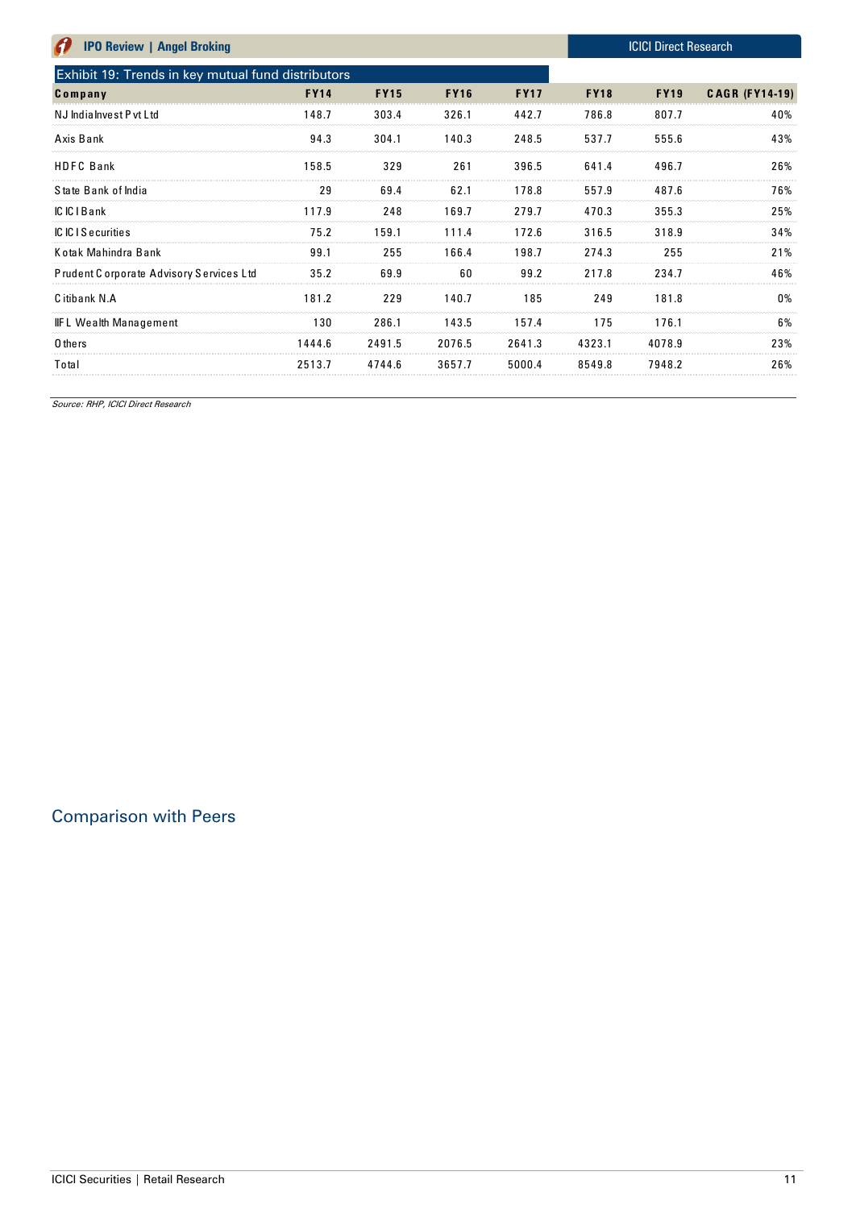Exhibit 19: Trends in key mutual fund distributors

| Company | FY14 | FY15 | FY16 | FY17 | FY18 | FY19 | CAGR (FY14-19) |
|---|---|---|---|---|---|---|---|
| NJ India Invest Pvt Ltd | 148.7 | 303.4 | 326.1 | 442.7 | 786.8 | 807.7 | 40% |
| Axis Bank | 94.3 | 304.1 | 140.3 | 248.5 | 537.7 | 555.6 | 43% |
| HDFC Bank | 158.5 | 329 | 261 | 396.5 | 641.4 | 496.7 | 26% |
| State Bank of India | 29 | 69.4 | 62.1 | 178.8 | 557.9 | 487.6 | 76% |
| ICICI Bank | 117.9 | 248 | 169.7 | 279.7 | 470.3 | 355.3 | 25% |
| ICICI Securities | 75.2 | 159.1 | 111.4 | 172.6 | 316.5 | 318.9 | 34% |
| Kotak Mahindra Bank | 99.1 | 255 | 166.4 | 198.7 | 274.3 | 255 | 21% |
| Prudent Corporate Advisory Services Ltd | 35.2 | 69.9 | 60 | 99.2 | 217.8 | 234.7 | 46% |
| Citibank N.A | 181.2 | 229 | 140.7 | 185 | 249 | 181.8 | 0% |
| IIFL Wealth Management | 130 | 286.1 | 143.5 | 157.4 | 175 | 176.1 | 6% |
| Others | 1444.6 | 2491.5 | 2076.5 | 2641.3 | 4323.1 | 4078.9 | 23% |
| Total | 2513.7 | 4744.6 | 3657.7 | 5000.4 | 8549.8 | 7948.2 | 26% |

*Source: RHP, ICICI Direct Research*

## Comparison with Peers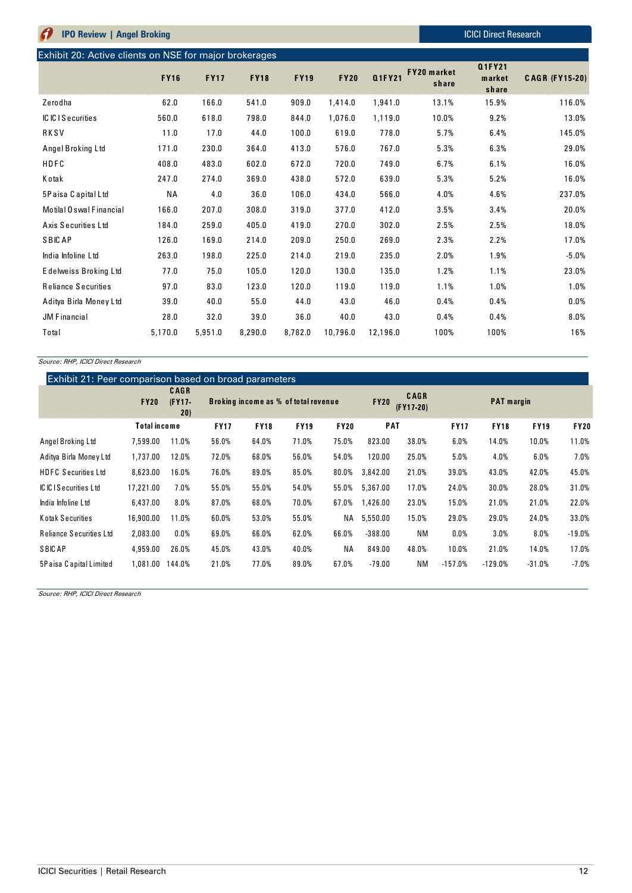### Exhibit 20: Active clients on NSE for major brokerages

| | FY16 | FY17 | FY18 | FY19 | FY20 | Q1FY21 | FY20 market share | Q1FY21 market share | CAGR (FY15-20) |
|---|---|---|---|---|---|---|---|---|---|
| Zerodha | 62.0 | 166.0 | 541.0 | 909.0 | 1,414.0 | 1,941.0 | 13.1% | 15.9% | 116.0% |
| ICICI Securities | 560.0 | 618.0 | 798.0 | 844.0 | 1,076.0 | 1,119.0 | 10.0% | 9.2% | 13.0% |
| RKSV | 11.0 | 17.0 | 44.0 | 100.0 | 619.0 | 778.0 | 5.7% | 6.4% | 145.0% |
| Angel Broking Ltd | 171.0 | 230.0 | 364.0 | 413.0 | 576.0 | 767.0 | 5.3% | 6.3% | 29.0% |
| HDFC | 408.0 | 483.0 | 602.0 | 672.0 | 720.0 | 749.0 | 6.7% | 6.1% | 16.0% |
| Kotak | 247.0 | 274.0 | 369.0 | 438.0 | 572.0 | 639.0 | 5.3% | 5.2% | 16.0% |
| 5Paisa Capital Ltd | NA | 4.0 | 36.0 | 106.0 | 434.0 | 566.0 | 4.0% | 4.6% | 237.0% |
| Motilal Oswal Financial | 166.0 | 207.0 | 308.0 | 319.0 | 377.0 | 412.0 | 3.5% | 3.4% | 20.0% |
| Axis Securities Ltd | 184.0 | 259.0 | 405.0 | 419.0 | 270.0 | 302.0 | 2.5% | 2.5% | 18.0% |
| SBICAP | 126.0 | 169.0 | 214.0 | 209.0 | 250.0 | 269.0 | 2.3% | 2.2% | 17.0% |
| India Infoline Ltd | 263.0 | 198.0 | 225.0 | 214.0 | 219.0 | 235.0 | 2.0% | 1.9% | -5.0% |
| Edelweiss Broking Ltd | 77.0 | 75.0 | 105.0 | 120.0 | 130.0 | 135.0 | 1.2% | 1.1% | 23.0% |
| Reliance Securities | 97.0 | 83.0 | 123.0 | 120.0 | 119.0 | 119.0 | 1.1% | 1.0% | 1.0% |
| Aditya Birla Money Ltd | 39.0 | 40.0 | 55.0 | 44.0 | 43.0 | 46.0 | 0.4% | 0.4% | 0.0% |
| JM Financial | 28.0 | 32.0 | 39.0 | 36.0 | 40.0 | 43.0 | 0.4% | 0.4% | 8.0% |
| Total | 5,170.0 | 5,951.0 | 8,290.0 | 8,782.0 | 10,796.0 | 12,196.0 | 100% | 100% | 16% |

*Source: RHP, ICICI Direct Research*

### Exhibit 21: Peer comparison based on broad parameters

| | FY20 | CAGR (FY17-20) | Broking income as % of total revenue | | | | FY20 | CAGR (FY17-20) | PAT margin | | | |
|---|---|---|---|---|---|---|---|---|---|---|---|---|
| | Total income | | FY17 | FY18 | FY19 | FY20 | PAT | | FY17 | FY18 | FY19 | FY20 |
| Angel Broking Ltd | 7,599.00 | 11.0% | 56.0% | 64.0% | 71.0% | 75.0% | 823.00 | 38.0% | 6.0% | 14.0% | 10.0% | 11.0% |
| Aditya Birla Money Ltd | 1,737.00 | 12.0% | 72.0% | 68.0% | 56.0% | 54.0% | 120.00 | 25.0% | 5.0% | 4.0% | 6.0% | 7.0% |
| HDFC Securities Ltd | 8,623.00 | 16.0% | 76.0% | 89.0% | 85.0% | 80.0% | 3,842.00 | 21.0% | 39.0% | 43.0% | 42.0% | 45.0% |
| ICICI Securities Ltd | 17,221.00 | 7.0% | 55.0% | 55.0% | 54.0% | 55.0% | 5,367.00 | 17.0% | 24.0% | 30.0% | 28.0% | 31.0% |
| India Infoline Ltd | 6,437.00 | 8.0% | 87.0% | 68.0% | 70.0% | 67.0% | 1,426.00 | 23.0% | 15.0% | 21.0% | 21.0% | 22.0% |
| Kotak Securities | 16,900.00 | 11.0% | 60.0% | 53.0% | 55.0% | NA | 5,550.00 | 15.0% | 29.0% | 29.0% | 24.0% | 33.0% |
| Reliance Securities Ltd | 2,083.00 | 0.0% | 69.0% | 66.0% | 62.0% | 66.0% | -388.00 | NM | 0.0% | 3.0% | 8.0% | -19.0% |
| SBICAP | 4,959.00 | 26.0% | 45.0% | 43.0% | 40.0% | NA | 849.00 | 48.0% | 10.0% | 21.0% | 14.0% | 17.0% |
| 5Paisa Capital Limited | 1,081.00 | 144.0% | 21.0% | 77.0% | 89.0% | 67.0% | -79.00 | NM | -157.0% | -129.0% | -31.0% | -7.0% |

*Source: RHP, ICICI Direct Research*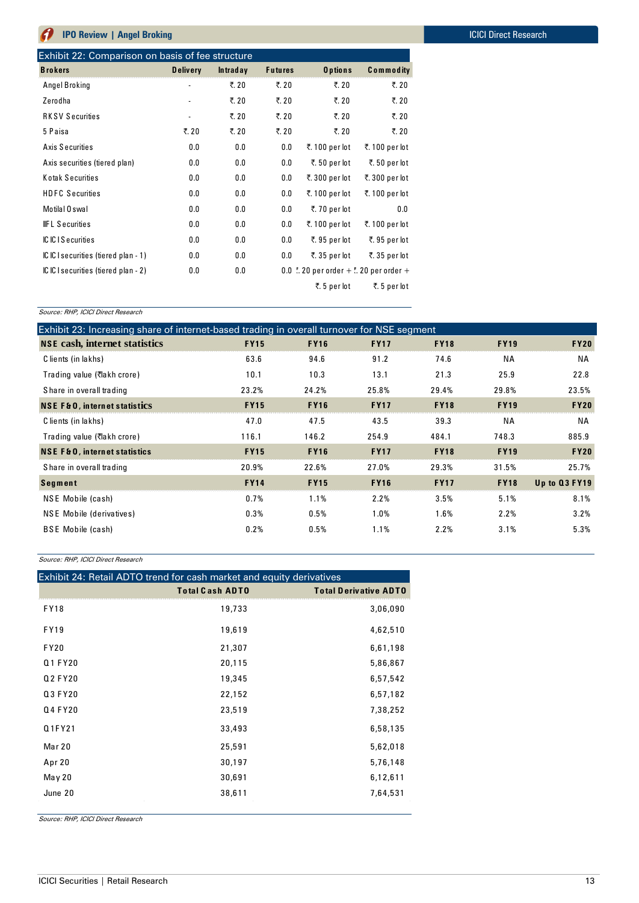Exhibit 22: Comparison on basis of fee structure

| Brokers | Delivery | Intraday | Futures | Options | Commodity |
|---|---|---|---|---|---|
| Angel Broking | - | ₹. 20 | ₹. 20 | ₹. 20 | ₹. 20 |
| Zerodha | - | ₹. 20 | ₹. 20 | ₹. 20 | ₹. 20 |
| RKSV Securities | - | ₹. 20 | ₹. 20 | ₹. 20 | ₹. 20 |
| 5 Paisa | ₹. 20 | ₹. 20 | ₹. 20 | ₹. 20 | ₹. 20 |
| Axis Securities | 0.0 | 0.0 | 0.0 | ₹. 100 per lot | ₹. 100 per lot |
| Axis securities (tiered plan) | 0.0 | 0.0 | 0.0 | ₹. 50 per lot | ₹. 50 per lot |
| Kotak Securities | 0.0 | 0.0 | 0.0 | ₹. 300 per lot | ₹. 300 per lot |
| HDFC Securities | 0.0 | 0.0 | 0.0 | ₹. 100 per lot | ₹. 100 per lot |
| Motilal Oswal | 0.0 | 0.0 | 0.0 | ₹. 70 per lot | 0.0 |
| IIFL Securities | 0.0 | 0.0 | 0.0 | ₹. 100 per lot | ₹. 100 per lot |
| ICICI Securities | 0.0 | 0.0 | 0.0 | ₹. 95 per lot | ₹. 95 per lot |
| ICICI securities (tiered plan - 1) | 0.0 | 0.0 | 0.0 | ₹. 35 per lot | ₹. 35 per lot |
| ICICI securities (tiered plan - 2) | 0.0 | 0.0 | 0.0 | ₹. 20 per order + ₹. 5 per lot | ₹. 20 per order + ₹. 5 per lot |

*Source: RHP, ICICI Direct Research*

Exhibit 23: Increasing share of internet-based trading in overall turnover for NSE segment

| NSE cash, internet statistics | FY15 | FY16 | FY17 | FY18 | FY19 | FY20 |
|---|---|---|---|---|---|---|
| Clients (in lakhs) | 63.6 | 94.6 | 91.2 | 74.6 | NA | NA |
| Trading value (₹lakh crore) | 10.1 | 10.3 | 13.1 | 21.3 | 25.9 | 22.8 |
| Share in overall trading | 23.2% | 24.2% | 25.8% | 29.4% | 29.8% | 23.5% |
| **NSE F&O, internet statistics** | **FY15** | **FY16** | **FY17** | **FY18** | **FY19** | **FY20** |
| Clients (in lakhs) | 47.0 | 47.5 | 43.5 | 39.3 | NA | NA |
| Trading value (₹lakh crore) | 116.1 | 146.2 | 254.9 | 484.1 | 748.3 | 885.9 |
| **NSE F&O, internet statistics** | **FY15** | **FY16** | **FY17** | **FY18** | **FY19** | **FY20** |
| Share in overall trading | 20.9% | 22.6% | 27.0% | 29.3% | 31.5% | 25.7% |
| **Segment** | **FY14** | **FY15** | **FY16** | **FY17** | **FY18** | **Up to Q3 FY19** |
| NSE Mobile (cash) | 0.7% | 1.1% | 2.2% | 3.5% | 5.1% | 8.1% |
| NSE Mobile (derivatives) | 0.3% | 0.5% | 1.0% | 1.6% | 2.2% | 3.2% |
| BSE Mobile (cash) | 0.2% | 0.5% | 1.1% | 2.2% | 3.1% | 5.3% |

*Source: RHP, ICICI Direct Research*

Exhibit 24: Retail ADTO trend for cash market and equity derivatives

| | Total Cash ADTO | Total Derivative ADTO |
|---|---|---|
| FY18 | 19,733 | 3,06,090 |
| FY19 | 19,619 | 4,62,510 |
| FY20 | 21,307 | 6,61,198 |
| Q1 FY20 | 20,115 | 5,86,867 |
| Q2 FY20 | 19,345 | 6,57,542 |
| Q3 FY20 | 22,152 | 6,57,182 |
| Q4 FY20 | 23,519 | 7,38,252 |
| Q1FY21 | 33,493 | 6,58,135 |
| Mar 20 | 25,591 | 5,62,018 |
| Apr 20 | 30,197 | 5,76,148 |
| May 20 | 30,691 | 6,12,611 |
| June 20 | 38,611 | 7,64,531 |

*Source: RHP, ICICI Direct Research*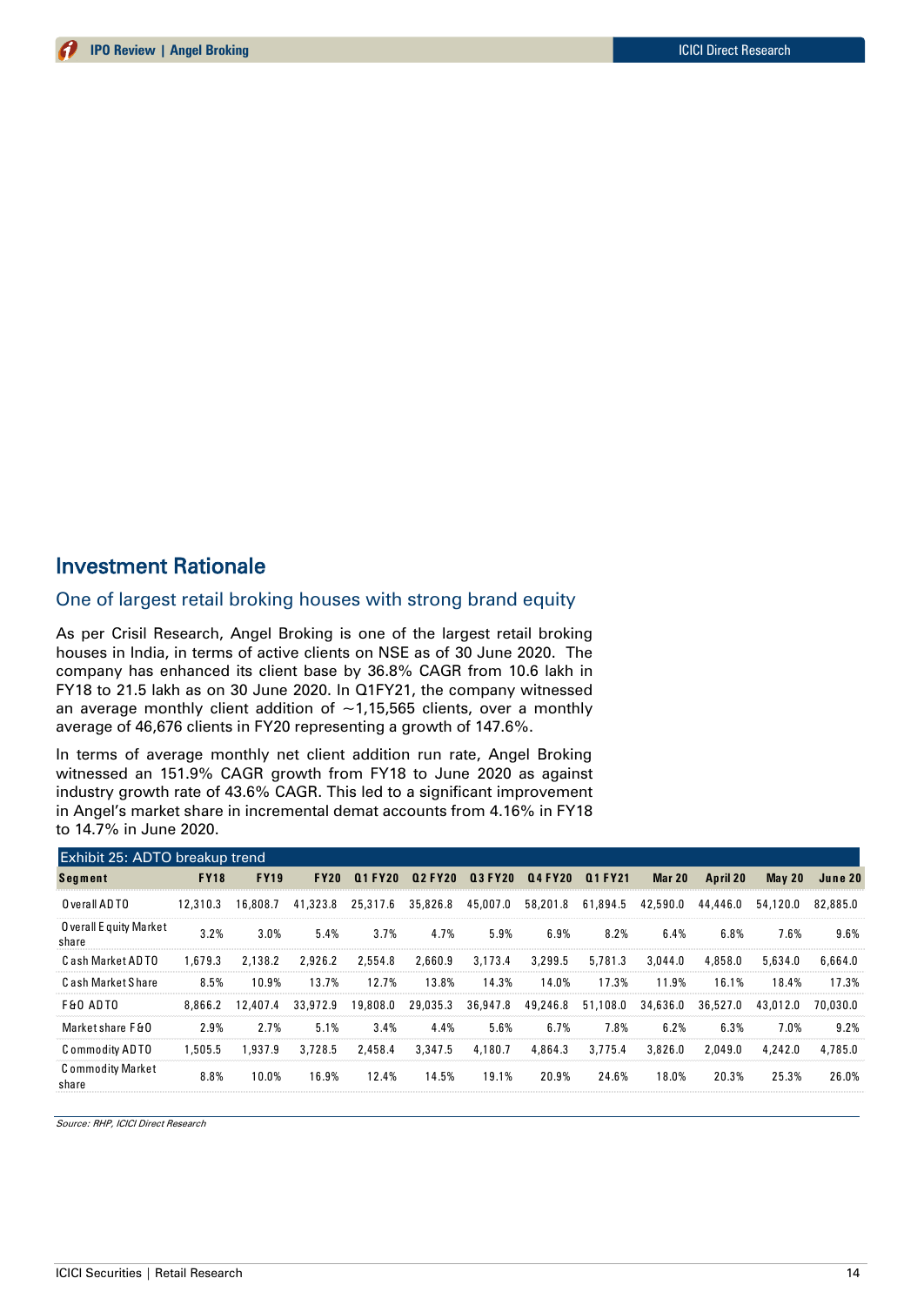## Investment Rationale

### One of largest retail broking houses with strong brand equity

As per Crisil Research, Angel Broking is one of the largest retail broking houses in India, in terms of active clients on NSE as of 30 June 2020. The company has enhanced its client base by 36.8% CAGR from 10.6 lakh in FY18 to 21.5 lakh as on 30 June 2020. In Q1FY21, the company witnessed an average monthly client addition of ~1,15,565 clients, over a monthly average of 46,676 clients in FY20 representing a growth of 147.6%.

In terms of average monthly net client addition run rate, Angel Broking witnessed an 151.9% CAGR growth from FY18 to June 2020 as against industry growth rate of 43.6% CAGR. This led to a significant improvement in Angel's market share in incremental demat accounts from 4.16% in FY18 to 14.7% in June 2020.

Exhibit 25: ADTO breakup trend

| Segment | FY18 | FY19 | FY20 | Q1 FY20 | Q2 FY20 | Q3 FY20 | Q4 FY20 | Q1 FY21 | Mar 20 | April 20 | May 20 | June 20 |
|---|---|---|---|---|---|---|---|---|---|---|---|---|
| Overall ADTO | 12,310.3 | 16,808.7 | 41,323.8 | 25,317.6 | 35,826.8 | 45,007.0 | 58,201.8 | 61,894.5 | 42,590.0 | 44,446.0 | 54,120.0 | 82,885.0 |
| Overall Equity Market share | 3.2% | 3.0% | 5.4% | 3.7% | 4.7% | 5.9% | 6.9% | 8.2% | 6.4% | 6.8% | 7.6% | 9.6% |
| Cash Market ADTO | 1,679.3 | 2,138.2 | 2,926.2 | 2,554.8 | 2,660.9 | 3,173.4 | 3,299.5 | 5,781.3 | 3,044.0 | 4,858.0 | 5,634.0 | 6,664.0 |
| Cash Market Share | 8.5% | 10.9% | 13.7% | 12.7% | 13.8% | 14.3% | 14.0% | 17.3% | 11.9% | 16.1% | 18.4% | 17.3% |
| F&O ADTO | 8,866.2 | 12,407.4 | 33,972.9 | 19,808.0 | 29,035.3 | 36,947.8 | 49,246.8 | 51,108.0 | 34,636.0 | 36,527.0 | 43,012.0 | 70,030.0 |
| Market share F&O | 2.9% | 2.7% | 5.1% | 3.4% | 4.4% | 5.6% | 6.7% | 7.8% | 6.2% | 6.3% | 7.0% | 9.2% |
| Commodity ADTO | 1,505.5 | 1,937.9 | 3,728.5 | 2,458.4 | 3,347.5 | 4,180.7 | 4,864.3 | 3,775.4 | 3,826.0 | 2,049.0 | 4,242.0 | 4,785.0 |
| Commodity Market share | 8.8% | 10.0% | 16.9% | 12.4% | 14.5% | 19.1% | 20.9% | 24.6% | 18.0% | 20.3% | 25.3% | 26.0% |

*Source: RHP, ICICI Direct Research*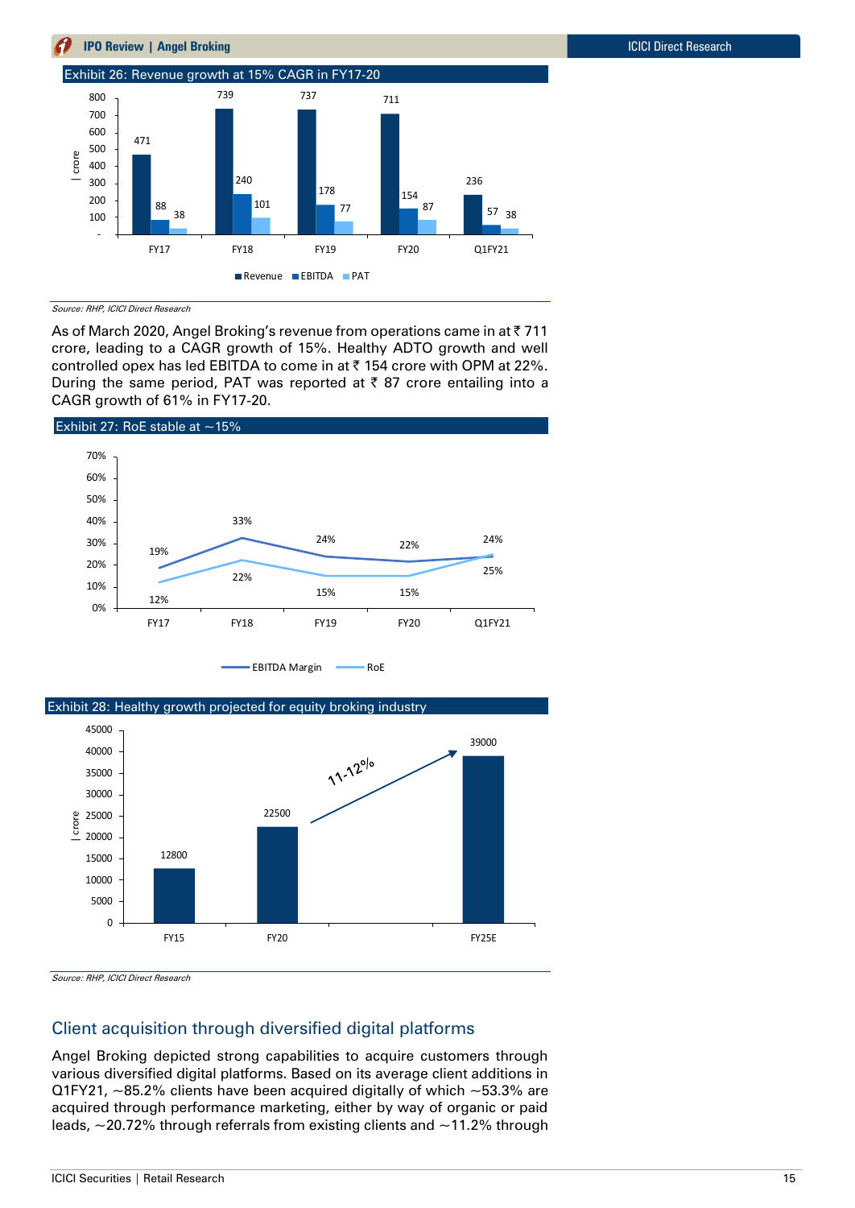Exhibit 26: Revenue growth at 15% CAGR in FY17-20

| ₹ crore | FY17 | FY18 | FY19 | FY20 | Q1FY21 |
|---|---|---|---|---|---|
| Revenue | 471 | 739 | 737 | 711 | 236 |
| EBITDA | 88 | 240 | 178 | 154 | 57 |
| PAT | 38 | 101 | 77 | 87 | 38 |

*Source: RHP, ICICI Direct Research*

As of March 2020, Angel Broking's revenue from operations came in at ₹ 711 crore, leading to a CAGR growth of 15%. Healthy ADTO growth and well controlled opex has led EBITDA to come in at ₹ 154 crore with OPM at 22%. During the same period, PAT was reported at ₹ 87 crore entailing into a CAGR growth of 61% in FY17-20.

Exhibit 27: RoE stable at ~15%

| | FY17 | FY18 | FY19 | FY20 | Q1FY21 |
|---|---|---|---|---|---|
| EBITDA Margin | 19% | 33% | 24% | 22% | 24% |
| RoE | 12% | 22% | 15% | 15% | 25% |

Exhibit 28: Healthy growth projected for equity broking industry

| ₹ crore | FY15 | FY20 | FY25E |
|---|---|---|---|
| Equity broking industry | 12800 | 22500 | 39000 |

11-12% (FY20 to FY25E)

*Source: RHP, ICICI Direct Research*

## Client acquisition through diversified digital platforms

Angel Broking depicted strong capabilities to acquire customers through various diversified digital platforms. Based on its average client additions in Q1FY21, ~85.2% clients have been acquired digitally of which ~53.3% are acquired through performance marketing, either by way of organic or paid leads, ~20.72% through referrals from existing clients and ~11.2% through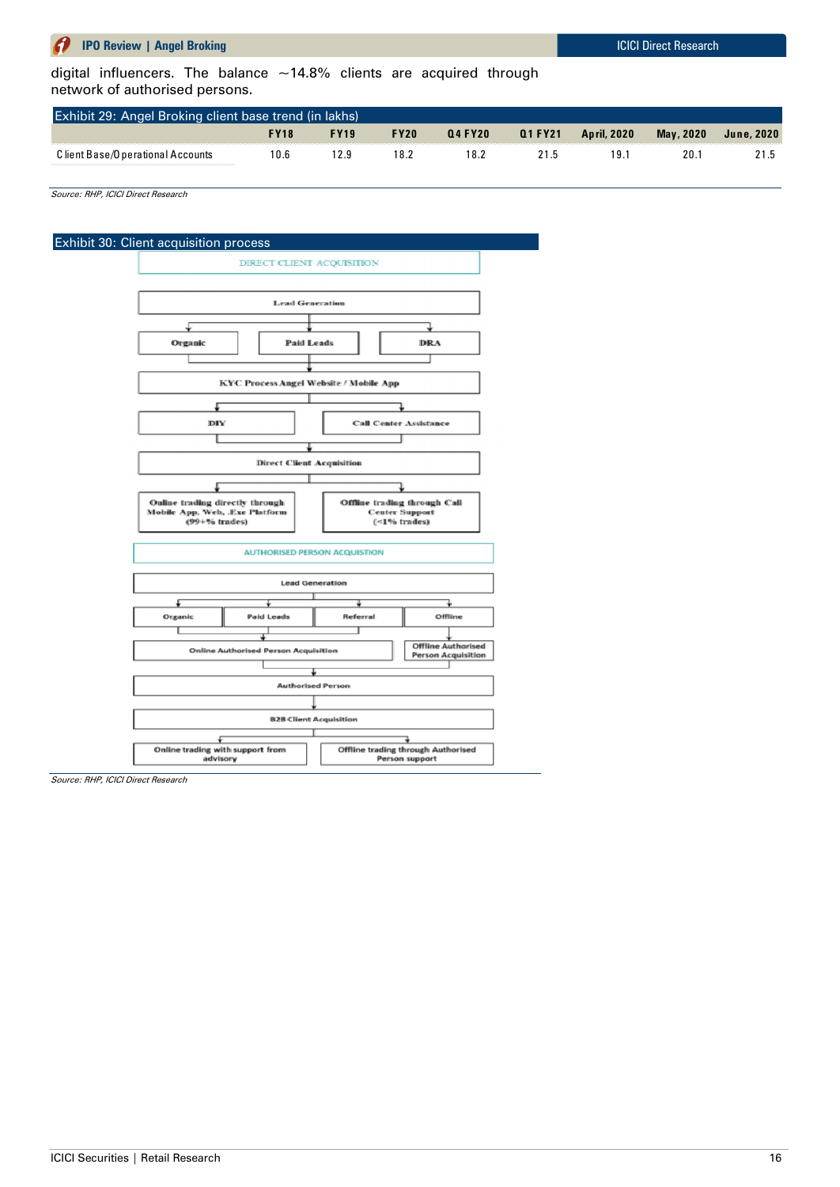digital influencers. The balance ~14.8% clients are acquired through network of authorised persons.

**Exhibit 29: Angel Broking client base trend (in lakhs)**

| | FY18 | FY19 | FY20 | Q4 FY20 | Q1 FY21 | April, 2020 | May, 2020 | June, 2020 |
|---|---|---|---|---|---|---|---|---|
| Client Base/Operational Accounts | 10.6 | 12.9 | 18.2 | 18.2 | 21.5 | 19.1 | 20.1 | 21.5 |

*Source: RHP, ICICI Direct Research*

**Exhibit 30: Client acquisition process**

DIRECT CLIENT ACQUISITION

- Lead Generation
  - Organic
  - Paid Leads
  - DRA
- KYC Process Angel Website / Mobile App
  - DIY
  - Call Center Assistance
- Direct Client Acquisition
  - Online trading directly through Mobile App, Web, .Exe Platform (99+% trades)
  - Offline trading through Call Center Support (<1% trades)

AUTHORISED PERSON ACQUISTION

- Lead Generation
  - Organic
  - Paid Leads
  - Referral
  - Offline
- Online Authorised Person Acquisition
- Offline Authorised Person Acquisition
- Authorised Person
- B2B Client Acquisition
  - Online trading with support from advisory
  - Offline trading through Authorised Person support

*Source: RHP, ICICI Direct Research*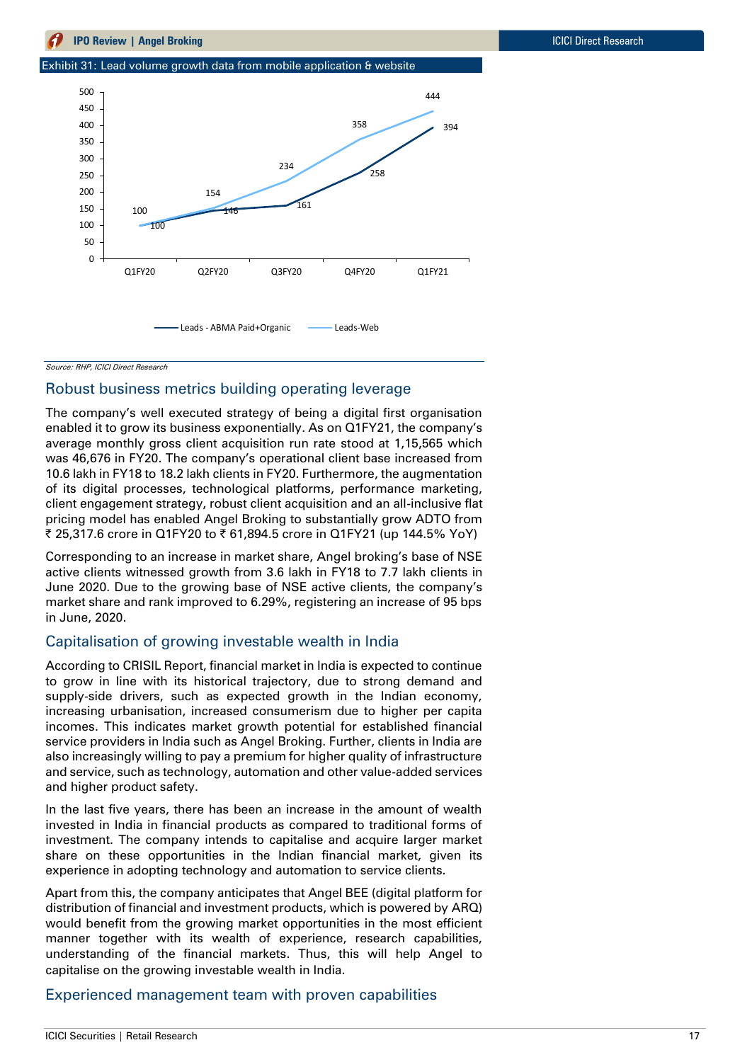Exhibit 31: Lead volume growth data from mobile application & website

| | Q1FY20 | Q2FY20 | Q3FY20 | Q4FY20 | Q1FY21 |
|---|---|---|---|---|---|
| Leads - ABMA Paid+Organic | 100 | 146 | 161 | 258 | 394 |
| Leads-Web | 100 | 154 | 234 | 358 | 444 |

*Source: RHP, ICICI Direct Research*

## Robust business metrics building operating leverage

The company's well executed strategy of being a digital first organisation enabled it to grow its business exponentially. As on Q1FY21, the company's average monthly gross client acquisition run rate stood at 1,15,565 which was 46,676 in FY20. The company's operational client base increased from 10.6 lakh in FY18 to 18.2 lakh clients in FY20. Furthermore, the augmentation of its digital processes, technological platforms, performance marketing, client engagement strategy, robust client acquisition and an all-inclusive flat pricing model has enabled Angel Broking to substantially grow ADTO from ₹ 25,317.6 crore in Q1FY20 to ₹ 61,894.5 crore in Q1FY21 (up 144.5% YoY)

Corresponding to an increase in market share, Angel broking's base of NSE active clients witnessed growth from 3.6 lakh in FY18 to 7.7 lakh clients in June 2020. Due to the growing base of NSE active clients, the company's market share and rank improved to 6.29%, registering an increase of 95 bps in June, 2020.

## Capitalisation of growing investable wealth in India

According to CRISIL Report, financial market in India is expected to continue to grow in line with its historical trajectory, due to strong demand and supply-side drivers, such as expected growth in the Indian economy, increasing urbanisation, increased consumerism due to higher per capita incomes. This indicates market growth potential for established financial service providers in India such as Angel Broking. Further, clients in India are also increasingly willing to pay a premium for higher quality of infrastructure and service, such as technology, automation and other value-added services and higher product safety.

In the last five years, there has been an increase in the amount of wealth invested in India in financial products as compared to traditional forms of investment. The company intends to capitalise and acquire larger market share on these opportunities in the Indian financial market, given its experience in adopting technology and automation to service clients.

Apart from this, the company anticipates that Angel BEE (digital platform for distribution of financial and investment products, which is powered by ARQ) would benefit from the growing market opportunities in the most efficient manner together with its wealth of experience, research capabilities, understanding of the financial markets. Thus, this will help Angel to capitalise on the growing investable wealth in India.

## Experienced management team with proven capabilities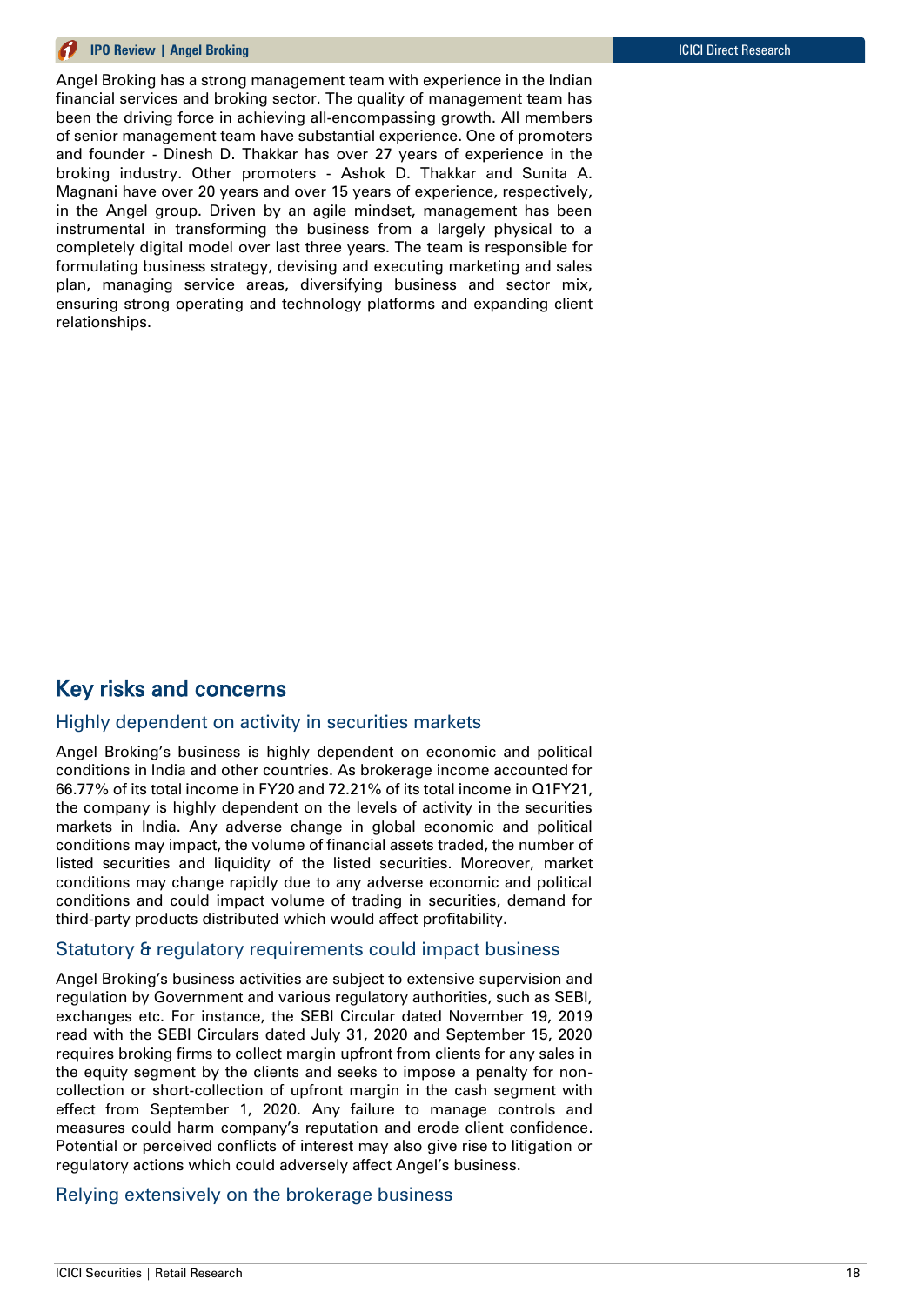Angel Broking has a strong management team with experience in the Indian financial services and broking sector. The quality of management team has been the driving force in achieving all-encompassing growth. All members of senior management team have substantial experience. One of promoters and founder - Dinesh D. Thakkar has over 27 years of experience in the broking industry. Other promoters - Ashok D. Thakkar and Sunita A. Magnani have over 20 years and over 15 years of experience, respectively, in the Angel group. Driven by an agile mindset, management has been instrumental in transforming the business from a largely physical to a completely digital model over last three years. The team is responsible for formulating business strategy, devising and executing marketing and sales plan, managing service areas, diversifying business and sector mix, ensuring strong operating and technology platforms and expanding client relationships.

## Key risks and concerns

### Highly dependent on activity in securities markets

Angel Broking's business is highly dependent on economic and political conditions in India and other countries. As brokerage income accounted for 66.77% of its total income in FY20 and 72.21% of its total income in Q1FY21, the company is highly dependent on the levels of activity in the securities markets in India. Any adverse change in global economic and political conditions may impact, the volume of financial assets traded, the number of listed securities and liquidity of the listed securities. Moreover, market conditions may change rapidly due to any adverse economic and political conditions and could impact volume of trading in securities, demand for third-party products distributed which would affect profitability.

### Statutory & regulatory requirements could impact business

Angel Broking's business activities are subject to extensive supervision and regulation by Government and various regulatory authorities, such as SEBI, exchanges etc. For instance, the SEBI Circular dated November 19, 2019 read with the SEBI Circulars dated July 31, 2020 and September 15, 2020 requires broking firms to collect margin upfront from clients for any sales in the equity segment by the clients and seeks to impose a penalty for non-collection or short-collection of upfront margin in the cash segment with effect from September 1, 2020. Any failure to manage controls and measures could harm company's reputation and erode client confidence. Potential or perceived conflicts of interest may also give rise to litigation or regulatory actions which could adversely affect Angel's business.

### Relying extensively on the brokerage business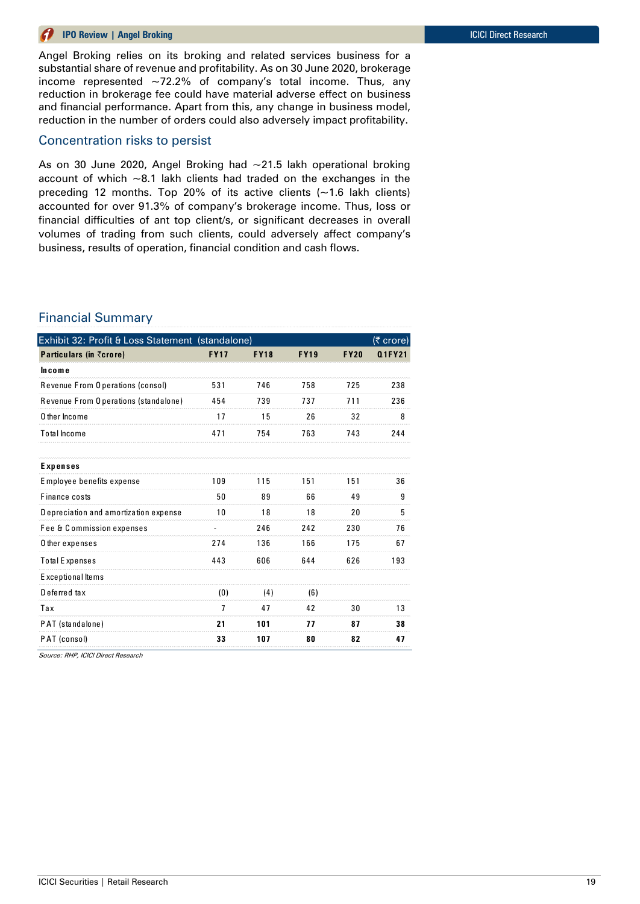Angel Broking relies on its broking and related services business for a substantial share of revenue and profitability. As on 30 June 2020, brokerage income represented ~72.2% of company's total income. Thus, any reduction in brokerage fee could have material adverse effect on business and financial performance. Apart from this, any change in business model, reduction in the number of orders could also adversely impact profitability.

## Concentration risks to persist

As on 30 June 2020, Angel Broking had ~21.5 lakh operational broking account of which ~8.1 lakh clients had traded on the exchanges in the preceding 12 months. Top 20% of its active clients (~1.6 lakh clients) accounted for over 91.3% of company's brokerage income. Thus, loss or financial difficulties of ant top client/s, or significant decreases in overall volumes of trading from such clients, could adversely affect company's business, results of operation, financial condition and cash flows.

## Financial Summary

Exhibit 32: Profit & Loss Statement (standalone) (₹ crore)

| Particulars (in ₹crore) | FY17 | FY18 | FY19 | FY20 | Q1FY21 |
|---|---|---|---|---|---|
| **Income** | | | | | |
| Revenue From Operations (consol) | 531 | 746 | 758 | 725 | 238 |
| Revenue From Operations (standalone) | 454 | 739 | 737 | 711 | 236 |
| Other Income | 17 | 15 | 26 | 32 | 8 |
| Total Income | 471 | 754 | 763 | 743 | 244 |
| | | | | | |
| **Expenses** | | | | | |
| Employee benefits expense | 109 | 115 | 151 | 151 | 36 |
| Finance costs | 50 | 89 | 66 | 49 | 9 |
| Depreciation and amortization expense | 10 | 18 | 18 | 20 | 5 |
| Fee & Commission expenses | - | 246 | 242 | 230 | 76 |
| Other expenses | 274 | 136 | 166 | 175 | 67 |
| Total Expenses | 443 | 606 | 644 | 626 | 193 |
| Exceptional Items | | | | | |
| Deferred tax | (0) | (4) | (6) | | |
| Tax | 7 | 47 | 42 | 30 | 13 |
| PAT (standalone) | **21** | **101** | **77** | **87** | **38** |
| PAT (consol) | **33** | **107** | **80** | **82** | **47** |

*Source: RHP, ICICI Direct Research*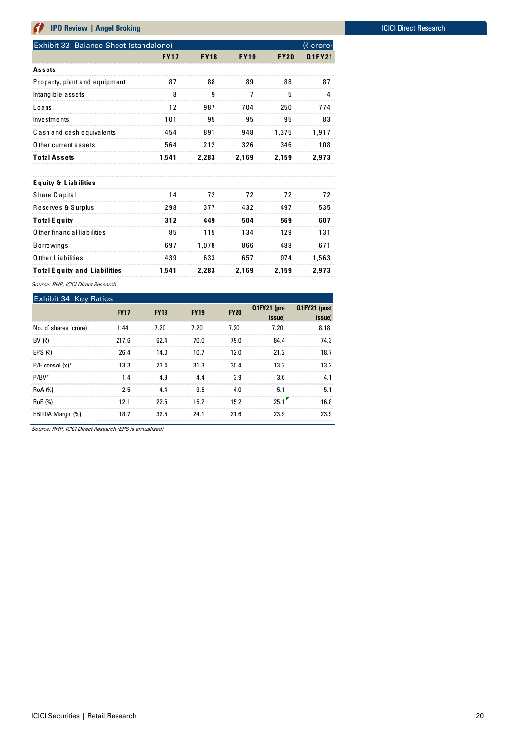### Exhibit 33: Balance Sheet (standalone)

| (₹ crore) | FY17 | FY18 | FY19 | FY20 | Q1FY21 |
|---|---|---|---|---|---|
| **Assets** | | | | | |
| Property, plant and equipment | 87 | 88 | 89 | 88 | 87 |
| Intangible assets | 8 | 9 | 7 | 5 | 4 |
| Loans | 12 | 987 | 704 | 250 | 774 |
| Investments | 101 | 95 | 95 | 95 | 83 |
| Cash and cash equivalents | 454 | 891 | 948 | 1,375 | 1,917 |
| Other current assets | 564 | 212 | 326 | 346 | 108 |
| **Total Assets** | **1,541** | **2,283** | **2,169** | **2,159** | **2,973** |
| | | | | | |
| **Equity & Liabilities** | | | | | |
| Share Capital | 14 | 72 | 72 | 72 | 72 |
| Reserves & Surplus | 298 | 377 | 432 | 497 | 535 |
| **Total Equity** | **312** | **449** | **504** | **569** | **607** |
| Other financial liabilities | 85 | 115 | 134 | 129 | 131 |
| Borrowings | 697 | 1,078 | 866 | 488 | 671 |
| Otther Liabilities | 439 | 633 | 657 | 974 | 1,563 |
| **Total Equity and Liabilities** | **1,541** | **2,283** | **2,169** | **2,159** | **2,973** |

*Source: RHP, ICICI Direct Research*

### Exhibit 34: Key Ratios

| | FY17 | FY18 | FY19 | FY20 | Q1FY21 (pre issue) | Q1FY21 (post issue) |
|---|---|---|---|---|---|---|
| No. of shares (crore) | 1.44 | 7.20 | 7.20 | 7.20 | 7.20 | 8.18 |
| BV (₹) | 217.6 | 62.4 | 70.0 | 79.0 | 84.4 | 74.3 |
| EPS (₹) | 26.4 | 14.0 | 10.7 | 12.0 | 21.2 | 18.7 |
| P/E consol (x)* | 13.3 | 23.4 | 31.3 | 30.4 | 13.2 | 13.2 |
| P/BV* | 1.4 | 4.9 | 4.4 | 3.9 | 3.6 | 4.1 |
| RoA (%) | 2.5 | 4.4 | 3.5 | 4.0 | 5.1 | 5.1 |
| RoE (%) | 12.1 | 22.5 | 15.2 | 15.2 | 25.1 | 16.8 |
| EBITDA Margin (%) | 18.7 | 32.5 | 24.1 | 21.6 | 23.9 | 23.9 |

*Source: RHP, ICICI Direct Research (EPS is annualised)*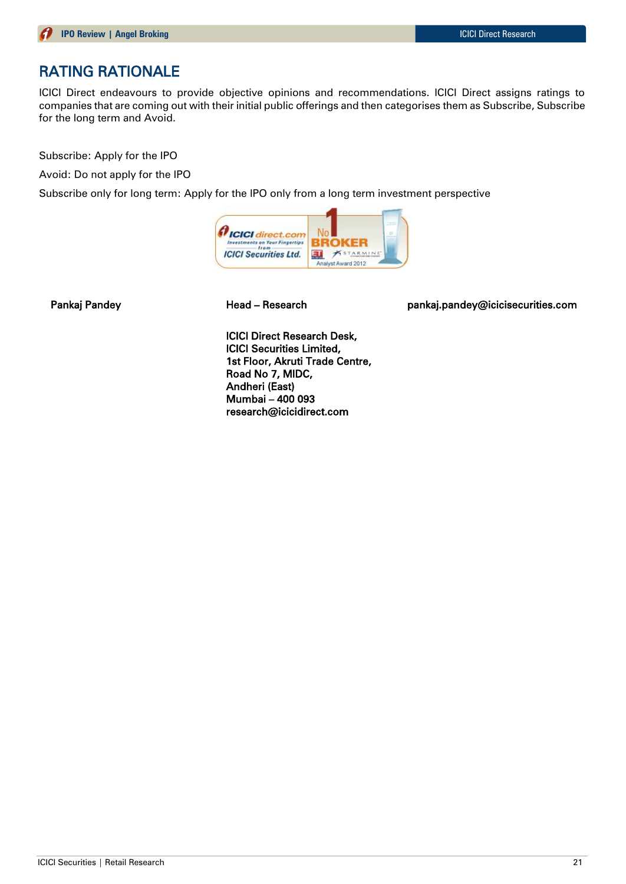## RATING RATIONALE

ICICI Direct endeavours to provide objective opinions and recommendations. ICICI Direct assigns ratings to companies that are coming out with their initial public offerings and then categorises them as Subscribe, Subscribe for the long term and Avoid.

Subscribe: Apply for the IPO

Avoid: Do not apply for the IPO

Subscribe only for long term: Apply for the IPO only from a long term investment perspective

**Pankaj Pandey** | **Head – Research** | **pankaj.pandey@icicisecurities.com**

**ICICI Direct Research Desk,**
**ICICI Securities Limited,**
**1st Floor, Akruti Trade Centre,**
**Road No 7, MIDC,**
**Andheri (East)**
**Mumbai – 400 093**
**research@icicidirect.com**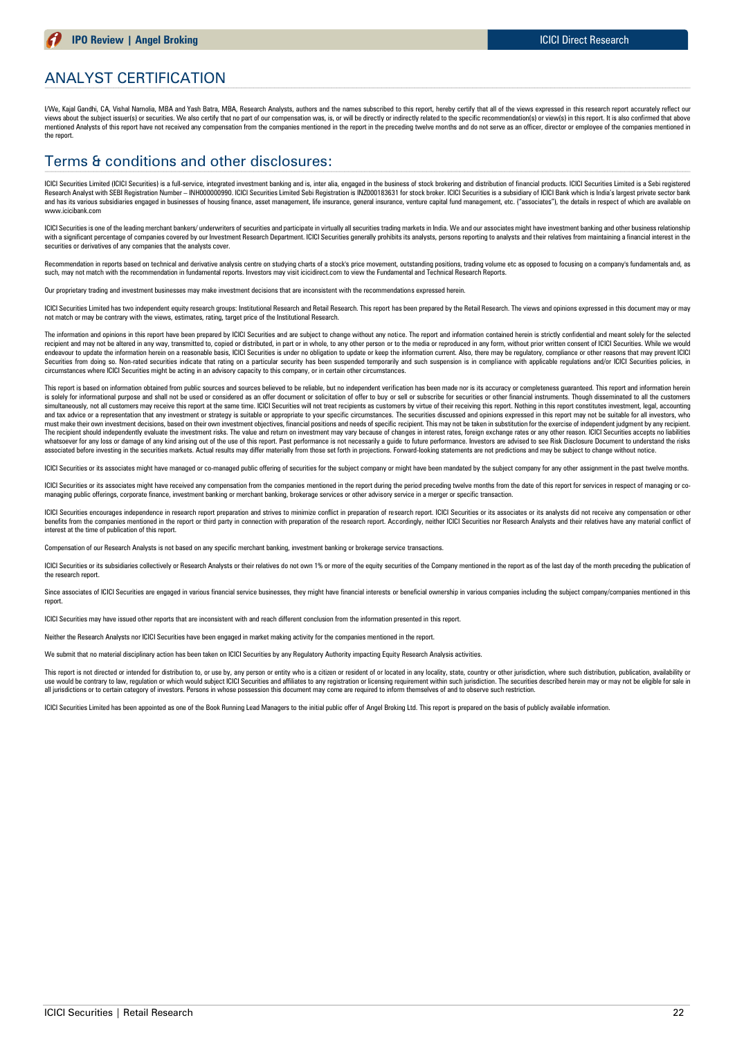## ANALYST CERTIFICATION

I/We, Kajal Gandhi, CA, Vishal Narnolia, MBA and Yash Batra, MBA, Research Analysts, authors and the names subscribed to this report, hereby certify that all of the views expressed in this research report accurately reflect our views about the subject issuer(s) or securities. We also certify that no part of our compensation was, is, or will be directly or indirectly related to the specific recommendation(s) or view(s) in this report. It is also confirmed that above mentioned Analysts of this report have not received any compensation from the companies mentioned in the report in the preceding twelve months and do not serve as an officer, director or employee of the companies mentioned in the report.

## Terms & conditions and other disclosures:

ICICI Securities Limited (ICICI Securities) is a full-service, integrated investment banking and is, inter alia, engaged in the business of stock brokering and distribution of financial products. ICICI Securities Limited is a Sebi registered Research Analyst with SEBI Registration Number – INH000000990. ICICI Securities Limited Sebi Registration is INZ000183631 for stock broker. ICICI Securities is a subsidiary of ICICI Bank which is India's largest private sector bank and has its various subsidiaries engaged in businesses of housing finance, asset management, life insurance, general insurance, venture capital fund management, etc. ("associates"), the details in respect of which are available on www.icicibank.com

ICICI Securities is one of the leading merchant bankers/ underwriters of securities and participate in virtually all securities trading markets in India. We and our associates might have investment banking and other business relationship with a significant percentage of companies covered by our Investment Research Department. ICICI Securities generally prohibits its analysts, persons reporting to analysts and their relatives from maintaining a financial interest in the securities or derivatives of any companies that the analysts cover.

Recommendation in reports based on technical and derivative analysis centre on studying charts of a stock's price movement, outstanding positions, trading volume etc as opposed to focusing on a company's fundamentals and, as such, may not match with the recommendation in fundamental reports. Investors may visit icicidirect.com to view the Fundamental and Technical Research Reports.

Our proprietary trading and investment businesses may make investment decisions that are inconsistent with the recommendations expressed herein.

ICICI Securities Limited has two independent equity research groups: Institutional Research and Retail Research. This report has been prepared by the Retail Research. The views and opinions expressed in this document may or may not match or may be contrary with the views, estimates, rating, target price of the Institutional Research.

The information and opinions in this report have been prepared by ICICI Securities and are subject to change without any notice. The report and information contained herein is strictly confidential and meant solely for the selected recipient and may not be altered in any way, transmitted to, copied or distributed, in part or in whole, to any other person or to the media or reproduced in any form, without prior written consent of ICICI Securities. While we would endeavour to update the information herein on a reasonable basis, ICICI Securities is under no obligation to update or keep the information current. Also, there may be regulatory, compliance or other reasons that may prevent ICICI Securities from doing so. Non-rated securities indicate that rating on a particular security has been suspended temporarily and such suspension is in compliance with applicable regulations and/or ICICI Securities policies, in circumstances where ICICI Securities might be acting in an advisory capacity to this company, or in certain other circumstances.

This report is based on information obtained from public sources and sources believed to be reliable, but no independent verification has been made nor is its accuracy or completeness guaranteed. This report and information herein is solely for informational purpose and shall not be used or considered as an offer document or solicitation of offer to buy or sell or subscribe for securities or other financial instruments. Though disseminated to all the customers simultaneously, not all customers may receive this report at the same time. ICICI Securities will not treat recipients as customers by virtue of their receiving this report. Nothing in this report constitutes investment, legal, accounting and tax advice or a representation that any investment or strategy is suitable or appropriate to your specific circumstances. The securities discussed and opinions expressed in this report may not be suitable for all investors, who must make their own investment decisions, based on their own investment objectives, financial positions and needs of specific recipient. This may not be taken in substitution for the exercise of independent judgment by any recipient. The recipient should independently evaluate the investment risks. The value and return on investment may vary because of changes in interest rates, foreign exchange rates or any other reason. ICICI Securities accepts no liabilities whatsoever for any loss or damage of any kind arising out of the use of this report. Past performance is not necessarily a guide to future performance. Investors are advised to see Risk Disclosure Document to understand the risks associated before investing in the securities markets. Actual results may differ materially from those set forth in projections. Forward-looking statements are not predictions and may be subject to change without notice.

ICICI Securities or its associates might have managed or co-managed public offering of securities for the subject company or might have been mandated by the subject company for any other assignment in the past twelve months.

ICICI Securities or its associates might have received any compensation from the companies mentioned in the report during the period preceding twelve months from the date of this report for services in respect of managing or co-managing public offerings, corporate finance, investment banking or merchant banking, brokerage services or other advisory service in a merger or specific transaction.

ICICI Securities encourages independence in research report preparation and strives to minimize conflict in preparation of research report. ICICI Securities or its associates or its analysts did not receive any compensation or other benefits from the companies mentioned in the report or third party in connection with preparation of the research report. Accordingly, neither ICICI Securities nor Research Analysts and their relatives have any material conflict of interest at the time of publication of this report.

Compensation of our Research Analysts is not based on any specific merchant banking, investment banking or brokerage service transactions.

ICICI Securities or its subsidiaries collectively or Research Analysts or their relatives do not own 1% or more of the equity securities of the Company mentioned in the report as of the last day of the month preceding the publication of the research report.

Since associates of ICICI Securities are engaged in various financial service businesses, they might have financial interests or beneficial ownership in various companies including the subject company/companies mentioned in this report.

ICICI Securities may have issued other reports that are inconsistent with and reach different conclusion from the information presented in this report.

Neither the Research Analysts nor ICICI Securities have been engaged in market making activity for the companies mentioned in the report.

We submit that no material disciplinary action has been taken on ICICI Securities by any Regulatory Authority impacting Equity Research Analysis activities.

This report is not directed or intended for distribution to, or use by, any person or entity who is a citizen or resident of or located in any locality, state, country or other jurisdiction, where such distribution, publication, availability or use would be contrary to law, regulation or which would subject ICICI Securities and affiliates to any registration or licensing requirement within such jurisdiction. The securities described herein may or may not be eligible for sale in all jurisdictions or to certain category of investors. Persons in whose possession this document may come are required to inform themselves of and to observe such restriction.

ICICI Securities Limited has been appointed as one of the Book Running Lead Managers to the initial public offer of Angel Broking Ltd. This report is prepared on the basis of publicly available information.